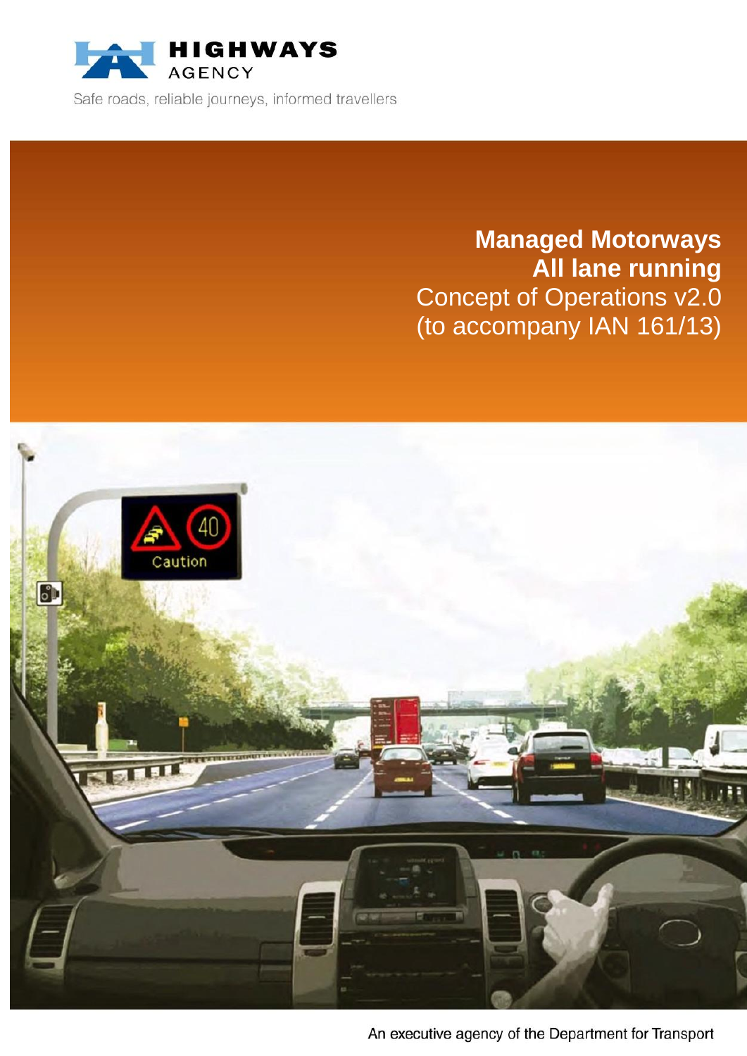HIGHWAYS AGENCY

Safe roads, reliable journeys, informed travellers

# Managed Motorways All lane running

Concept of Operations v2.0
(to accompany IAN 161/13)

An executive agency of the Department for Transport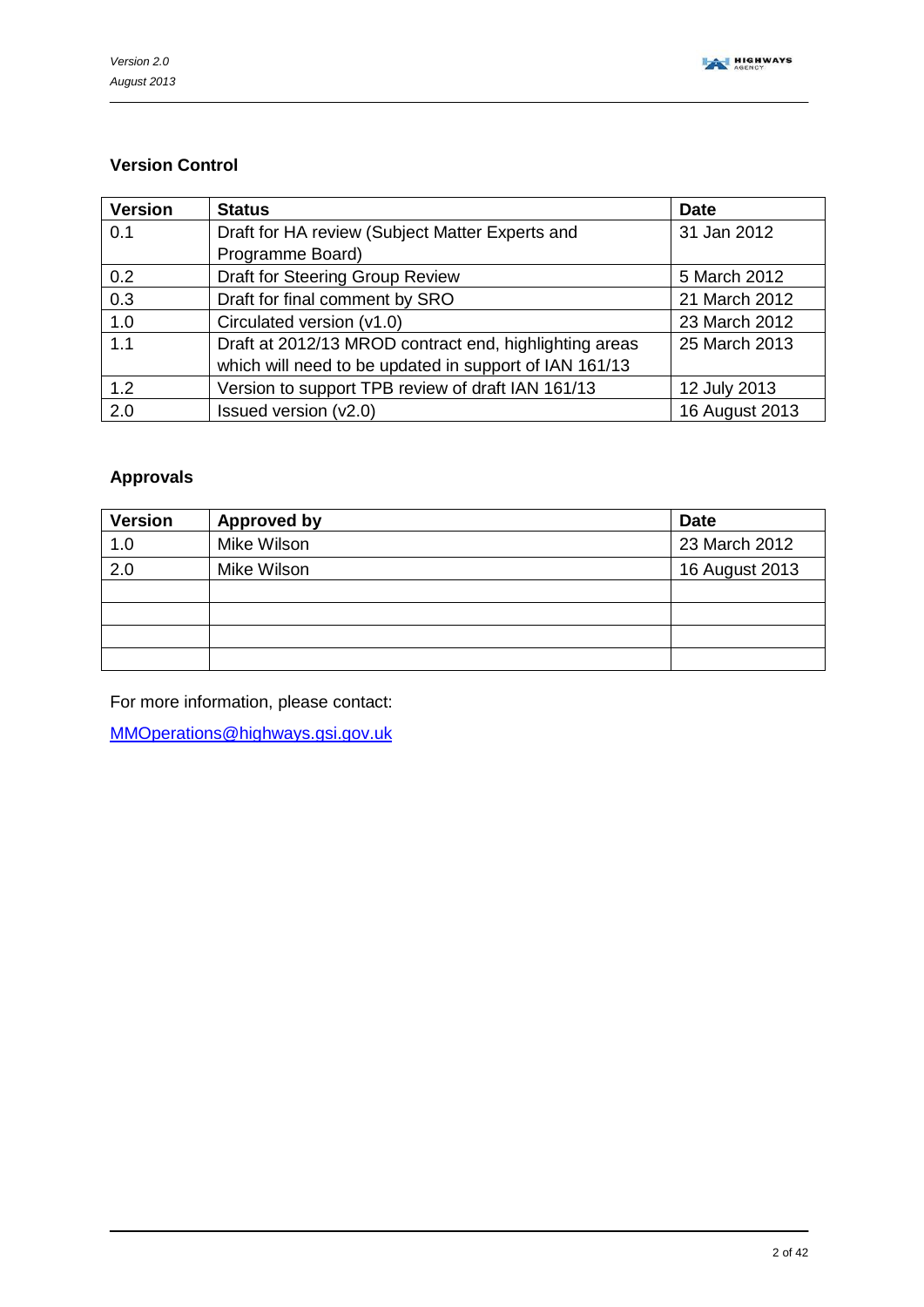### Version Control

| Version | Status | Date |
| --- | --- | --- |
| 0.1 | Draft for HA review (Subject Matter Experts and Programme Board) | 31 Jan 2012 |
| 0.2 | Draft for Steering Group Review | 5 March 2012 |
| 0.3 | Draft for final comment by SRO | 21 March 2012 |
| 1.0 | Circulated version (v1.0) | 23 March 2012 |
| 1.1 | Draft at 2012/13 MROD contract end, highlighting areas which will need to be updated in support of IAN 161/13 | 25 March 2013 |
| 1.2 | Version to support TPB review of draft IAN 161/13 | 12 July 2013 |
| 2.0 | Issued version (v2.0) | 16 August 2013 |

### Approvals

| Version | Approved by | Date |
| --- | --- | --- |
| 1.0 | Mike Wilson | 23 March 2012 |
| 2.0 | Mike Wilson | 16 August 2013 |
| | | |
| | | |
| | | |
| | | |

For more information, please contact:

MMOperations@highways.gsi.gov.uk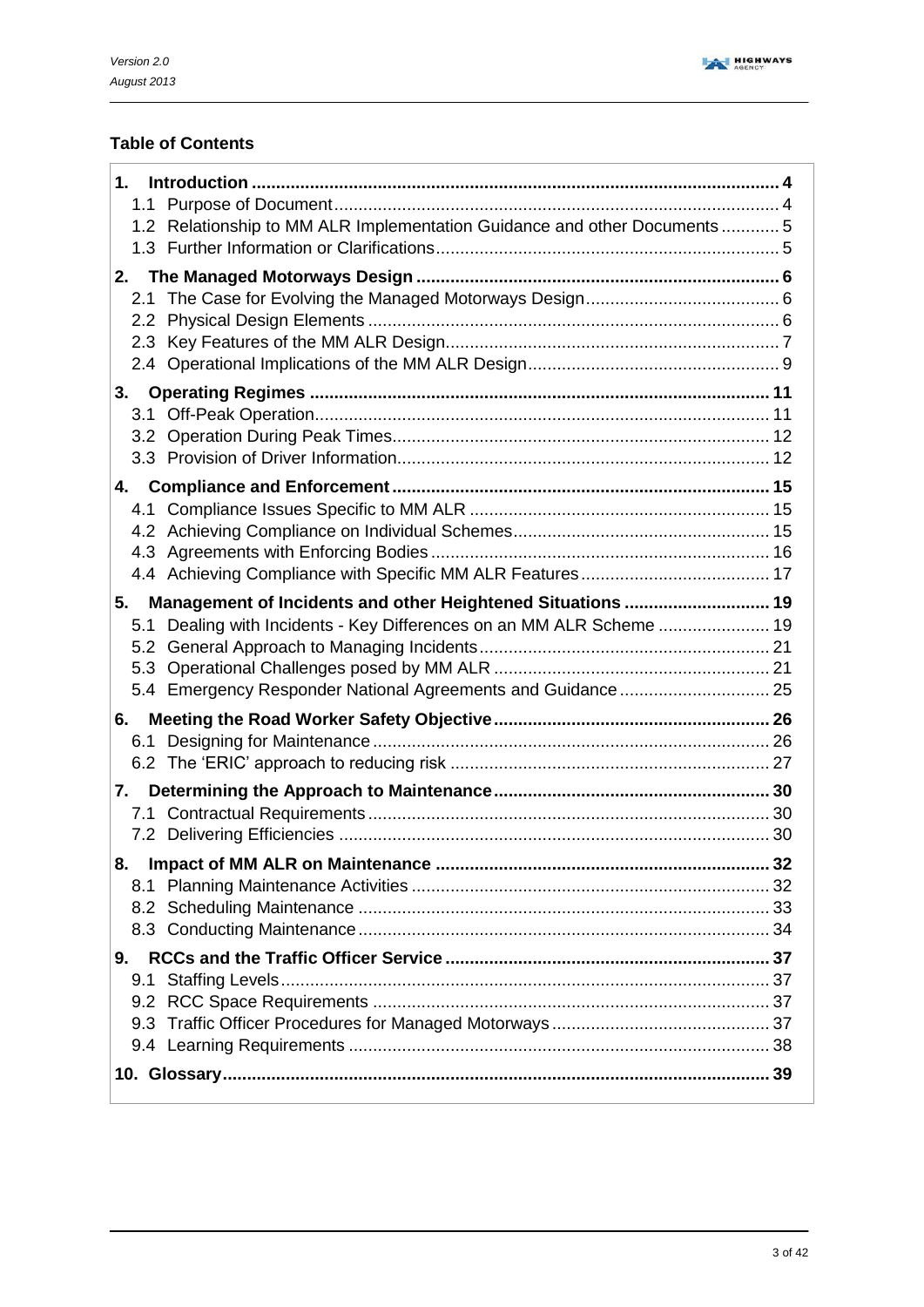## Table of Contents

**1. Introduction ..... 4**

- 1.1 Purpose of Document ..... 4
- 1.2 Relationship to MM ALR Implementation Guidance and other Documents ..... 5
- 1.3 Further Information or Clarifications ..... 5

**2. The Managed Motorways Design ..... 6**

- 2.1 The Case for Evolving the Managed Motorways Design ..... 6
- 2.2 Physical Design Elements ..... 6
- 2.3 Key Features of the MM ALR Design ..... 7
- 2.4 Operational Implications of the MM ALR Design ..... 9

**3. Operating Regimes ..... 11**

- 3.1 Off-Peak Operation ..... 11
- 3.2 Operation During Peak Times ..... 12
- 3.3 Provision of Driver Information ..... 12

**4. Compliance and Enforcement ..... 15**

- 4.1 Compliance Issues Specific to MM ALR ..... 15
- 4.2 Achieving Compliance on Individual Schemes ..... 15
- 4.3 Agreements with Enforcing Bodies ..... 16
- 4.4 Achieving Compliance with Specific MM ALR Features ..... 17

**5. Management of Incidents and other Heightened Situations ..... 19**

- 5.1 Dealing with Incidents - Key Differences on an MM ALR Scheme ..... 19
- 5.2 General Approach to Managing Incidents ..... 21
- 5.3 Operational Challenges posed by MM ALR ..... 21
- 5.4 Emergency Responder National Agreements and Guidance ..... 25

**6. Meeting the Road Worker Safety Objective ..... 26**

- 6.1 Designing for Maintenance ..... 26
- 6.2 The 'ERIC' approach to reducing risk ..... 27

**7. Determining the Approach to Maintenance ..... 30**

- 7.1 Contractual Requirements ..... 30
- 7.2 Delivering Efficiencies ..... 30

**8. Impact of MM ALR on Maintenance ..... 32**

- 8.1 Planning Maintenance Activities ..... 32
- 8.2 Scheduling Maintenance ..... 33
- 8.3 Conducting Maintenance ..... 34

**9. RCCs and the Traffic Officer Service ..... 37**

- 9.1 Staffing Levels ..... 37
- 9.2 RCC Space Requirements ..... 37
- 9.3 Traffic Officer Procedures for Managed Motorways ..... 37
- 9.4 Learning Requirements ..... 38

**10. Glossary ..... 39**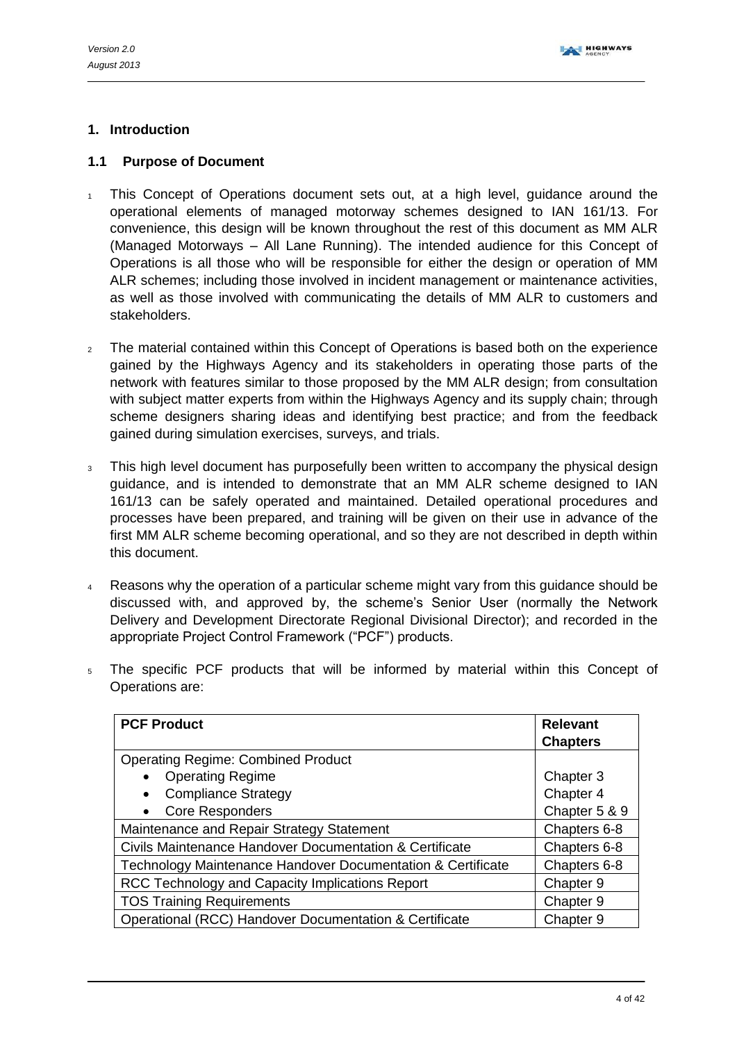# 1. Introduction

## 1.1 Purpose of Document

1 This Concept of Operations document sets out, at a high level, guidance around the operational elements of managed motorway schemes designed to IAN 161/13. For convenience, this design will be known throughout the rest of this document as MM ALR (Managed Motorways – All Lane Running). The intended audience for this Concept of Operations is all those who will be responsible for either the design or operation of MM ALR schemes; including those involved in incident management or maintenance activities, as well as those involved with communicating the details of MM ALR to customers and stakeholders.

2 The material contained within this Concept of Operations is based both on the experience gained by the Highways Agency and its stakeholders in operating those parts of the network with features similar to those proposed by the MM ALR design; from consultation with subject matter experts from within the Highways Agency and its supply chain; through scheme designers sharing ideas and identifying best practice; and from the feedback gained during simulation exercises, surveys, and trials.

3 This high level document has purposefully been written to accompany the physical design guidance, and is intended to demonstrate that an MM ALR scheme designed to IAN 161/13 can be safely operated and maintained. Detailed operational procedures and processes have been prepared, and training will be given on their use in advance of the first MM ALR scheme becoming operational, and so they are not described in depth within this document.

4 Reasons why the operation of a particular scheme might vary from this guidance should be discussed with, and approved by, the scheme's Senior User (normally the Network Delivery and Development Directorate Regional Divisional Director); and recorded in the appropriate Project Control Framework ("PCF") products.

5 The specific PCF products that will be informed by material within this Concept of Operations are:

| PCF Product | Relevant Chapters |
|---|---|
| Operating Regime: Combined Product | |
| • Operating Regime | Chapter 3 |
| • Compliance Strategy | Chapter 4 |
| • Core Responders | Chapter 5 & 9 |
| Maintenance and Repair Strategy Statement | Chapters 6-8 |
| Civils Maintenance Handover Documentation & Certificate | Chapters 6-8 |
| Technology Maintenance Handover Documentation & Certificate | Chapters 6-8 |
| RCC Technology and Capacity Implications Report | Chapter 9 |
| TOS Training Requirements | Chapter 9 |
| Operational (RCC) Handover Documentation & Certificate | Chapter 9 |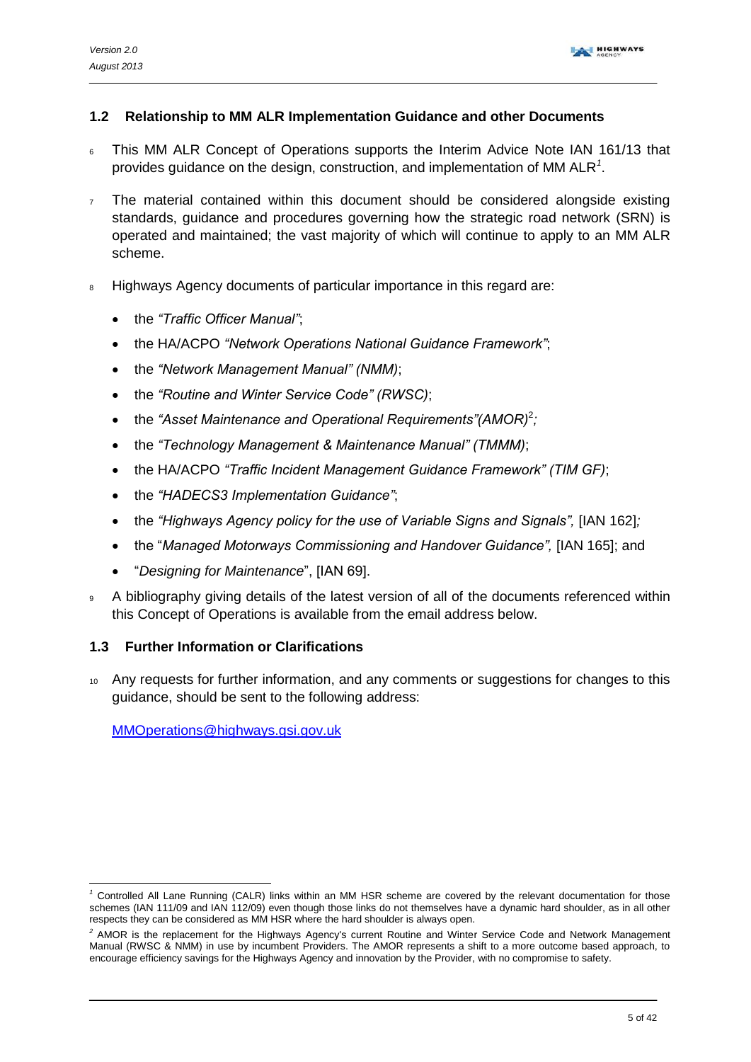## 1.2 Relationship to MM ALR Implementation Guidance and other Documents

6 This MM ALR Concept of Operations supports the Interim Advice Note IAN 161/13 that provides guidance on the design, construction, and implementation of MM ALR[1].

7 The material contained within this document should be considered alongside existing standards, guidance and procedures governing how the strategic road network (SRN) is operated and maintained; the vast majority of which will continue to apply to an MM ALR scheme.

8 Highways Agency documents of particular importance in this regard are:

- the *"Traffic Officer Manual"*;
- the HA/ACPO *"Network Operations National Guidance Framework"*;
- the *"Network Management Manual" (NMM)*;
- the *"Routine and Winter Service Code" (RWSC)*;
- the *"Asset Maintenance and Operational Requirements"(AMOR)*[2]*;*
- the *"Technology Management & Maintenance Manual" (TMMM)*;
- the HA/ACPO *"Traffic Incident Management Guidance Framework" (TIM GF)*;
- the *"HADECS3 Implementation Guidance"*;
- the *"Highways Agency policy for the use of Variable Signs and Signals",* [IAN 162]*;*
- the "*Managed Motorways Commissioning and Handover Guidance",* [IAN 165]; and
- "*Designing for Maintenance*", [IAN 69].

9 A bibliography giving details of the latest version of all of the documents referenced within this Concept of Operations is available from the email address below.

## 1.3 Further Information or Clarifications

10 Any requests for further information, and any comments or suggestions for changes to this guidance, should be sent to the following address:

MMOperations@highways.gsi.gov.uk

---

[1] Controlled All Lane Running (CALR) links within an MM HSR scheme are covered by the relevant documentation for those schemes (IAN 111/09 and IAN 112/09) even though those links do not themselves have a dynamic hard shoulder, as in all other respects they can be considered as MM HSR where the hard shoulder is always open.

[2] AMOR is the replacement for the Highways Agency's current Routine and Winter Service Code and Network Management Manual (RWSC & NMM) in use by incumbent Providers. The AMOR represents a shift to a more outcome based approach, to encourage efficiency savings for the Highways Agency and innovation by the Provider, with no compromise to safety.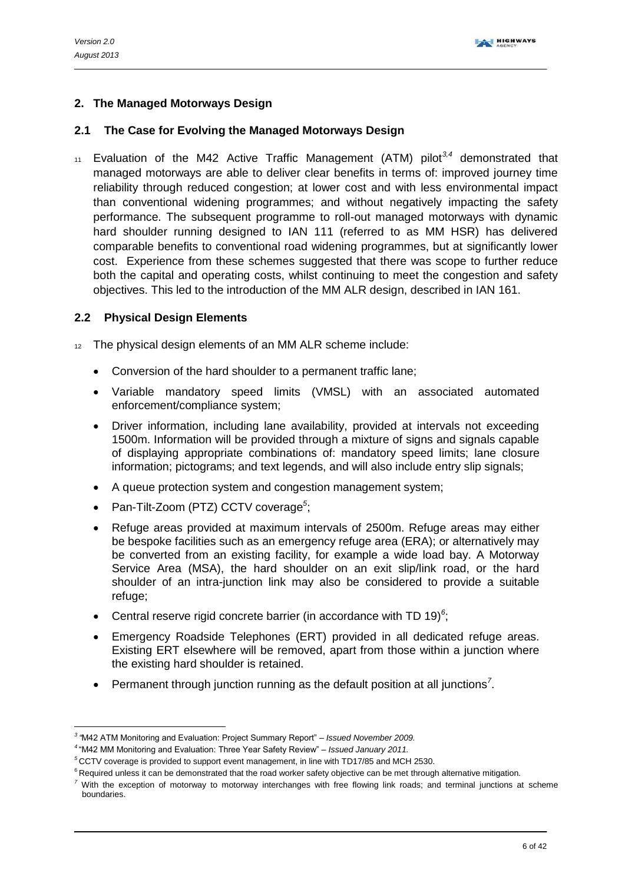## 2. The Managed Motorways Design

### 2.1 The Case for Evolving the Managed Motorways Design

11 Evaluation of the M42 Active Traffic Management (ATM) pilot[3,4] demonstrated that managed motorways are able to deliver clear benefits in terms of: improved journey time reliability through reduced congestion; at lower cost and with less environmental impact than conventional widening programmes; and without negatively impacting the safety performance. The subsequent programme to roll-out managed motorways with dynamic hard shoulder running designed to IAN 111 (referred to as MM HSR) has delivered comparable benefits to conventional road widening programmes, but at significantly lower cost. Experience from these schemes suggested that there was scope to further reduce both the capital and operating costs, whilst continuing to meet the congestion and safety objectives. This led to the introduction of the MM ALR design, described in IAN 161.

### 2.2 Physical Design Elements

12 The physical design elements of an MM ALR scheme include:

- Conversion of the hard shoulder to a permanent traffic lane;
- Variable mandatory speed limits (VMSL) with an associated automated enforcement/compliance system;
- Driver information, including lane availability, provided at intervals not exceeding 1500m. Information will be provided through a mixture of signs and signals capable of displaying appropriate combinations of: mandatory speed limits; lane closure information; pictograms; and text legends, and will also include entry slip signals;
- A queue protection system and congestion management system;
- Pan-Tilt-Zoom (PTZ) CCTV coverage[5];
- Refuge areas provided at maximum intervals of 2500m. Refuge areas may either be bespoke facilities such as an emergency refuge area (ERA); or alternatively may be converted from an existing facility, for example a wide load bay. A Motorway Service Area (MSA), the hard shoulder on an exit slip/link road, or the hard shoulder of an intra-junction link may also be considered to provide a suitable refuge;
- Central reserve rigid concrete barrier (in accordance with TD 19)[6];
- Emergency Roadside Telephones (ERT) provided in all dedicated refuge areas. Existing ERT elsewhere will be removed, apart from those within a junction where the existing hard shoulder is retained.
- Permanent through junction running as the default position at all junctions[7].

---

[3] "M42 ATM Monitoring and Evaluation: Project Summary Report" – *Issued November 2009.*

[4] "M42 MM Monitoring and Evaluation: Three Year Safety Review" – *Issued January 2011.*

[5] CCTV coverage is provided to support event management, in line with TD17/85 and MCH 2530.

[6] Required unless it can be demonstrated that the road worker safety objective can be met through alternative mitigation.

[7] With the exception of motorway to motorway interchanges with free flowing link roads; and terminal junctions at scheme boundaries.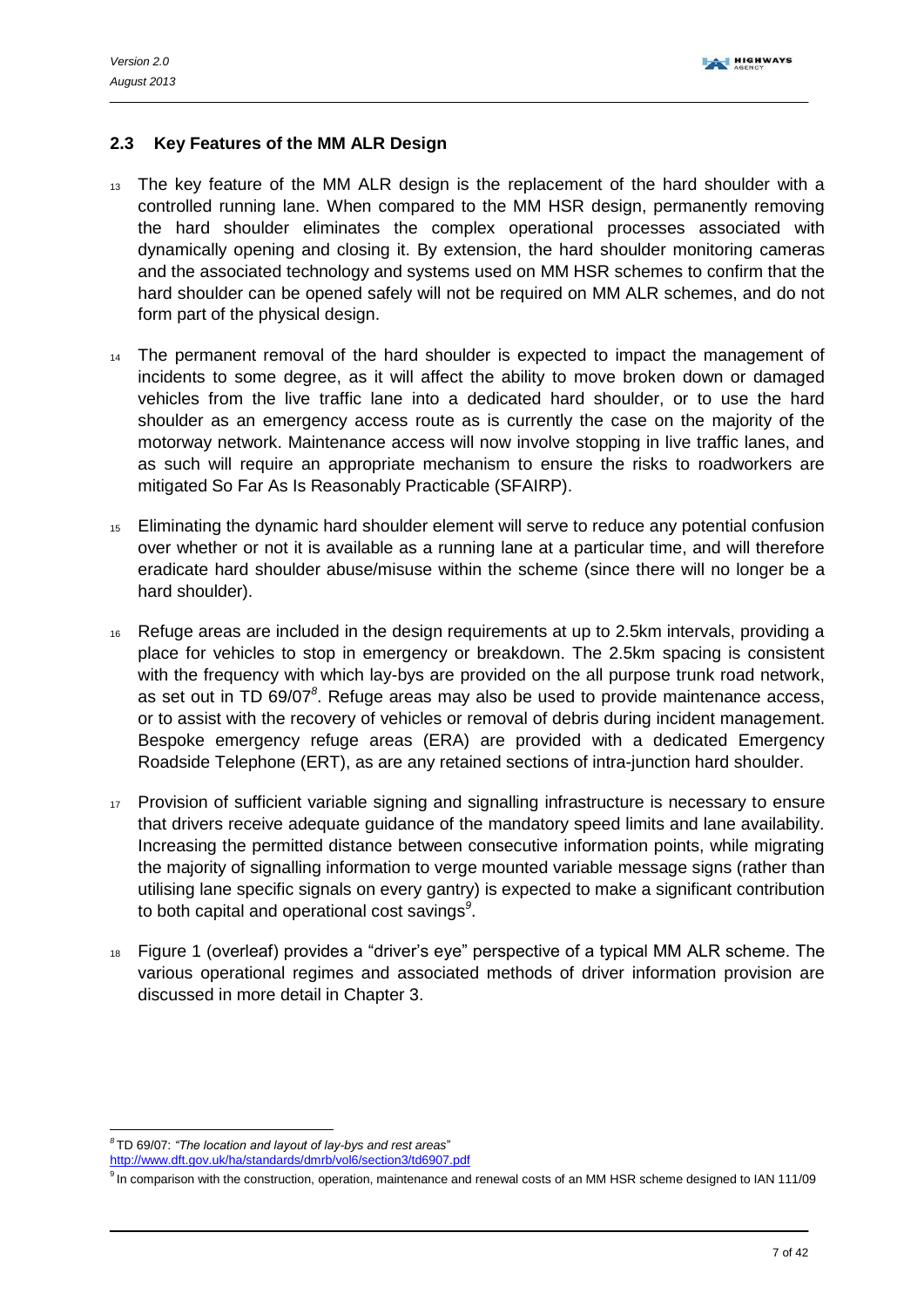## 2.3 Key Features of the MM ALR Design

13 The key feature of the MM ALR design is the replacement of the hard shoulder with a controlled running lane. When compared to the MM HSR design, permanently removing the hard shoulder eliminates the complex operational processes associated with dynamically opening and closing it. By extension, the hard shoulder monitoring cameras and the associated technology and systems used on MM HSR schemes to confirm that the hard shoulder can be opened safely will not be required on MM ALR schemes, and do not form part of the physical design.

14 The permanent removal of the hard shoulder is expected to impact the management of incidents to some degree, as it will affect the ability to move broken down or damaged vehicles from the live traffic lane into a dedicated hard shoulder, or to use the hard shoulder as an emergency access route as is currently the case on the majority of the motorway network. Maintenance access will now involve stopping in live traffic lanes, and as such will require an appropriate mechanism to ensure the risks to roadworkers are mitigated So Far As Is Reasonably Practicable (SFAIRP).

15 Eliminating the dynamic hard shoulder element will serve to reduce any potential confusion over whether or not it is available as a running lane at a particular time, and will therefore eradicate hard shoulder abuse/misuse within the scheme (since there will no longer be a hard shoulder).

16 Refuge areas are included in the design requirements at up to 2.5km intervals, providing a place for vehicles to stop in emergency or breakdown. The 2.5km spacing is consistent with the frequency with which lay-bys are provided on the all purpose trunk road network, as set out in TD 69/07[8]. Refuge areas may also be used to provide maintenance access, or to assist with the recovery of vehicles or removal of debris during incident management. Bespoke emergency refuge areas (ERA) are provided with a dedicated Emergency Roadside Telephone (ERT), as are any retained sections of intra-junction hard shoulder.

17 Provision of sufficient variable signing and signalling infrastructure is necessary to ensure that drivers receive adequate guidance of the mandatory speed limits and lane availability. Increasing the permitted distance between consecutive information points, while migrating the majority of signalling information to verge mounted variable message signs (rather than utilising lane specific signals on every gantry) is expected to make a significant contribution to both capital and operational cost savings[9].

18 Figure 1 (overleaf) provides a "driver's eye" perspective of a typical MM ALR scheme. The various operational regimes and associated methods of driver information provision are discussed in more detail in Chapter 3.

---

[8] TD 69/07: *"The location and layout of lay-bys and rest areas"*
http://www.dft.gov.uk/ha/standards/dmrb/vol6/section3/td6907.pdf

[9] In comparison with the construction, operation, maintenance and renewal costs of an MM HSR scheme designed to IAN 111/09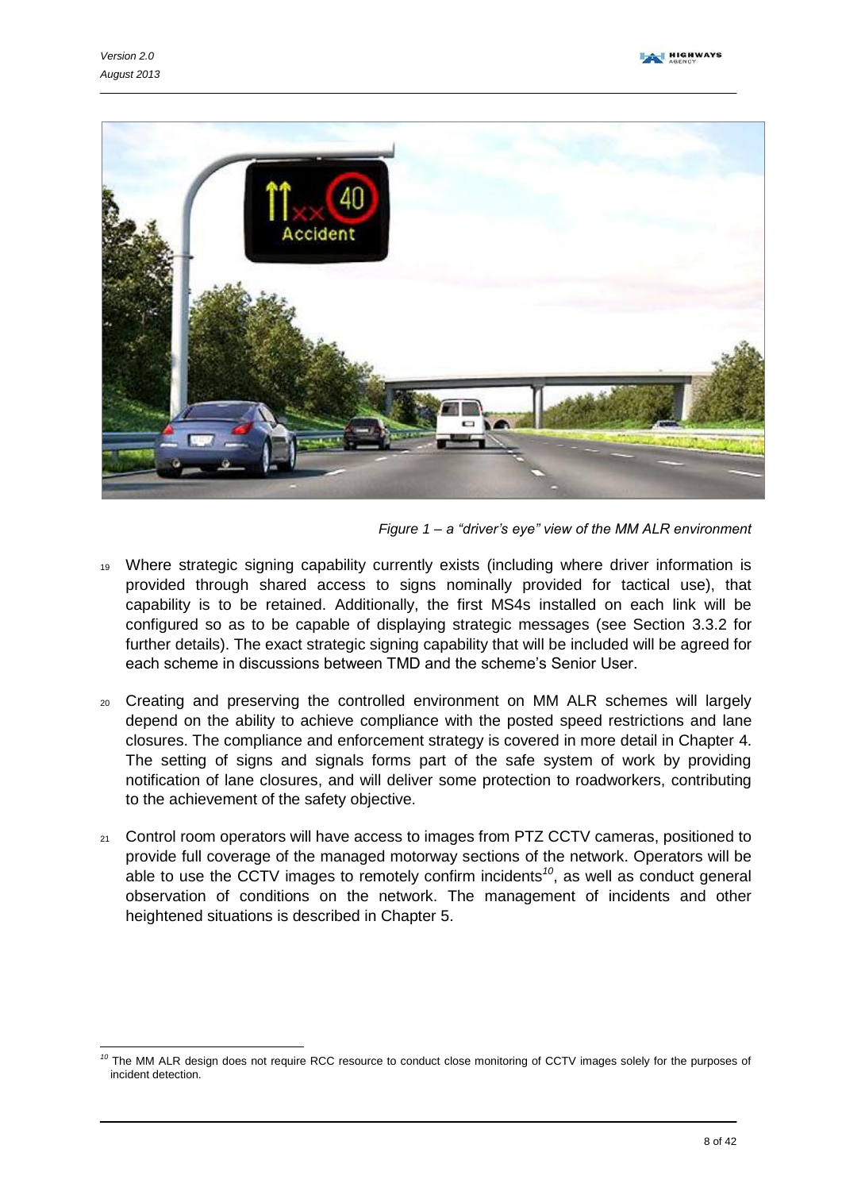*Figure 1 – a "driver's eye" view of the MM ALR environment*

19 Where strategic signing capability currently exists (including where driver information is provided through shared access to signs nominally provided for tactical use), that capability is to be retained. Additionally, the first MS4s installed on each link will be configured so as to be capable of displaying strategic messages (see Section 3.3.2 for further details). The exact strategic signing capability that will be included will be agreed for each scheme in discussions between TMD and the scheme's Senior User.

20 Creating and preserving the controlled environment on MM ALR schemes will largely depend on the ability to achieve compliance with the posted speed restrictions and lane closures. The compliance and enforcement strategy is covered in more detail in Chapter 4. The setting of signs and signals forms part of the safe system of work by providing notification of lane closures, and will deliver some protection to roadworkers, contributing to the achievement of the safety objective.

21 Control room operators will have access to images from PTZ CCTV cameras, positioned to provide full coverage of the managed motorway sections of the network. Operators will be able to use the CCTV images to remotely confirm incidents[10], as well as conduct general observation of conditions on the network. The management of incidents and other heightened situations is described in Chapter 5.

---

[10] The MM ALR design does not require RCC resource to conduct close monitoring of CCTV images solely for the purposes of incident detection.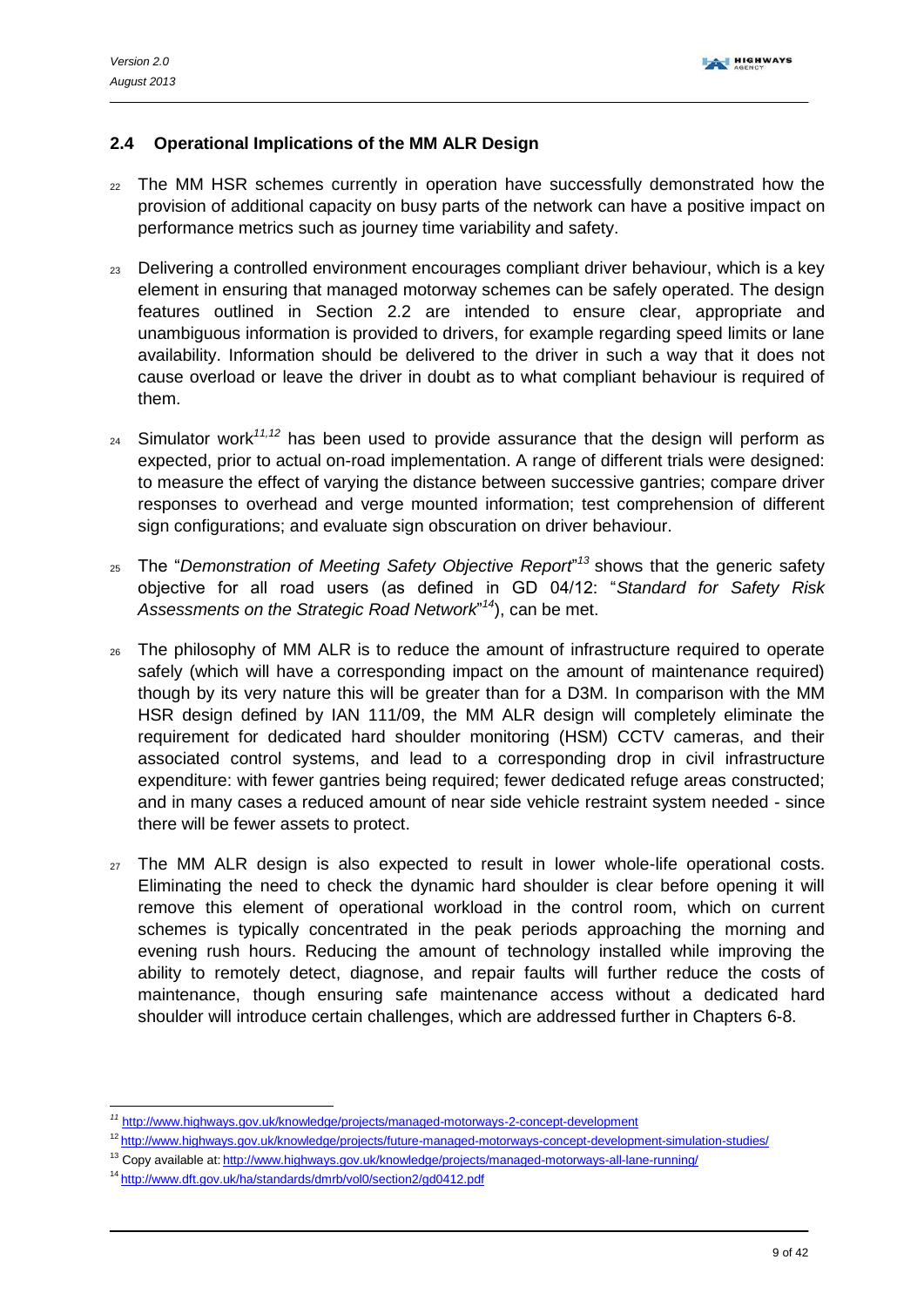## 2.4 Operational Implications of the MM ALR Design

22 The MM HSR schemes currently in operation have successfully demonstrated how the provision of additional capacity on busy parts of the network can have a positive impact on performance metrics such as journey time variability and safety.

23 Delivering a controlled environment encourages compliant driver behaviour, which is a key element in ensuring that managed motorway schemes can be safely operated. The design features outlined in Section 2.2 are intended to ensure clear, appropriate and unambiguous information is provided to drivers, for example regarding speed limits or lane availability. Information should be delivered to the driver in such a way that it does not cause overload or leave the driver in doubt as to what compliant behaviour is required of them.

24 Simulator work[11,12] has been used to provide assurance that the design will perform as expected, prior to actual on-road implementation. A range of different trials were designed: to measure the effect of varying the distance between successive gantries; compare driver responses to overhead and verge mounted information; test comprehension of different sign configurations; and evaluate sign obscuration on driver behaviour.

25 The "*Demonstration of Meeting Safety Objective Report*"[13] shows that the generic safety objective for all road users (as defined in GD 04/12: "*Standard for Safety Risk Assessments on the Strategic Road Network*"[14]), can be met.

26 The philosophy of MM ALR is to reduce the amount of infrastructure required to operate safely (which will have a corresponding impact on the amount of maintenance required) though by its very nature this will be greater than for a D3M. In comparison with the MM HSR design defined by IAN 111/09, the MM ALR design will completely eliminate the requirement for dedicated hard shoulder monitoring (HSM) CCTV cameras, and their associated control systems, and lead to a corresponding drop in civil infrastructure expenditure: with fewer gantries being required; fewer dedicated refuge areas constructed; and in many cases a reduced amount of near side vehicle restraint system needed - since there will be fewer assets to protect.

27 The MM ALR design is also expected to result in lower whole-life operational costs. Eliminating the need to check the dynamic hard shoulder is clear before opening it will remove this element of operational workload in the control room, which on current schemes is typically concentrated in the peak periods approaching the morning and evening rush hours. Reducing the amount of technology installed while improving the ability to remotely detect, diagnose, and repair faults will further reduce the costs of maintenance, though ensuring safe maintenance access without a dedicated hard shoulder will introduce certain challenges, which are addressed further in Chapters 6-8.

---

[11] http://www.highways.gov.uk/knowledge/projects/managed-motorways-2-concept-development

[12] http://www.highways.gov.uk/knowledge/projects/future-managed-motorways-concept-development-simulation-studies/

[13] Copy available at: http://www.highways.gov.uk/knowledge/projects/managed-motorways-all-lane-running/

[14] http://www.dft.gov.uk/ha/standards/dmrb/vol0/section2/gd0412.pdf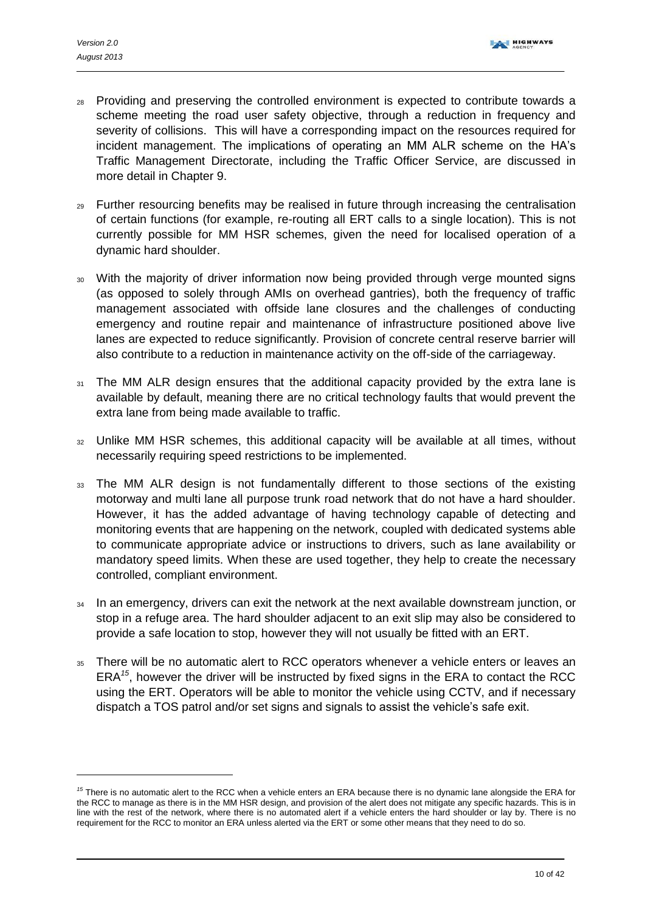28 Providing and preserving the controlled environment is expected to contribute towards a scheme meeting the road user safety objective, through a reduction in frequency and severity of collisions. This will have a corresponding impact on the resources required for incident management. The implications of operating an MM ALR scheme on the HA's Traffic Management Directorate, including the Traffic Officer Service, are discussed in more detail in Chapter 9.

29 Further resourcing benefits may be realised in future through increasing the centralisation of certain functions (for example, re-routing all ERT calls to a single location). This is not currently possible for MM HSR schemes, given the need for localised operation of a dynamic hard shoulder.

30 With the majority of driver information now being provided through verge mounted signs (as opposed to solely through AMIs on overhead gantries), both the frequency of traffic management associated with offside lane closures and the challenges of conducting emergency and routine repair and maintenance of infrastructure positioned above live lanes are expected to reduce significantly. Provision of concrete central reserve barrier will also contribute to a reduction in maintenance activity on the off-side of the carriageway.

31 The MM ALR design ensures that the additional capacity provided by the extra lane is available by default, meaning there are no critical technology faults that would prevent the extra lane from being made available to traffic.

32 Unlike MM HSR schemes, this additional capacity will be available at all times, without necessarily requiring speed restrictions to be implemented.

33 The MM ALR design is not fundamentally different to those sections of the existing motorway and multi lane all purpose trunk road network that do not have a hard shoulder. However, it has the added advantage of having technology capable of detecting and monitoring events that are happening on the network, coupled with dedicated systems able to communicate appropriate advice or instructions to drivers, such as lane availability or mandatory speed limits. When these are used together, they help to create the necessary controlled, compliant environment.

34 In an emergency, drivers can exit the network at the next available downstream junction, or stop in a refuge area. The hard shoulder adjacent to an exit slip may also be considered to provide a safe location to stop, however they will not usually be fitted with an ERT.

35 There will be no automatic alert to RCC operators whenever a vehicle enters or leaves an ERA[15], however the driver will be instructed by fixed signs in the ERA to contact the RCC using the ERT. Operators will be able to monitor the vehicle using CCTV, and if necessary dispatch a TOS patrol and/or set signs and signals to assist the vehicle's safe exit.

---

[15] There is no automatic alert to the RCC when a vehicle enters an ERA because there is no dynamic lane alongside the ERA for the RCC to manage as there is in the MM HSR design, and provision of the alert does not mitigate any specific hazards. This is in line with the rest of the network, where there is no automated alert if a vehicle enters the hard shoulder or lay by. There is no requirement for the RCC to monitor an ERA unless alerted via the ERT or some other means that they need to do so.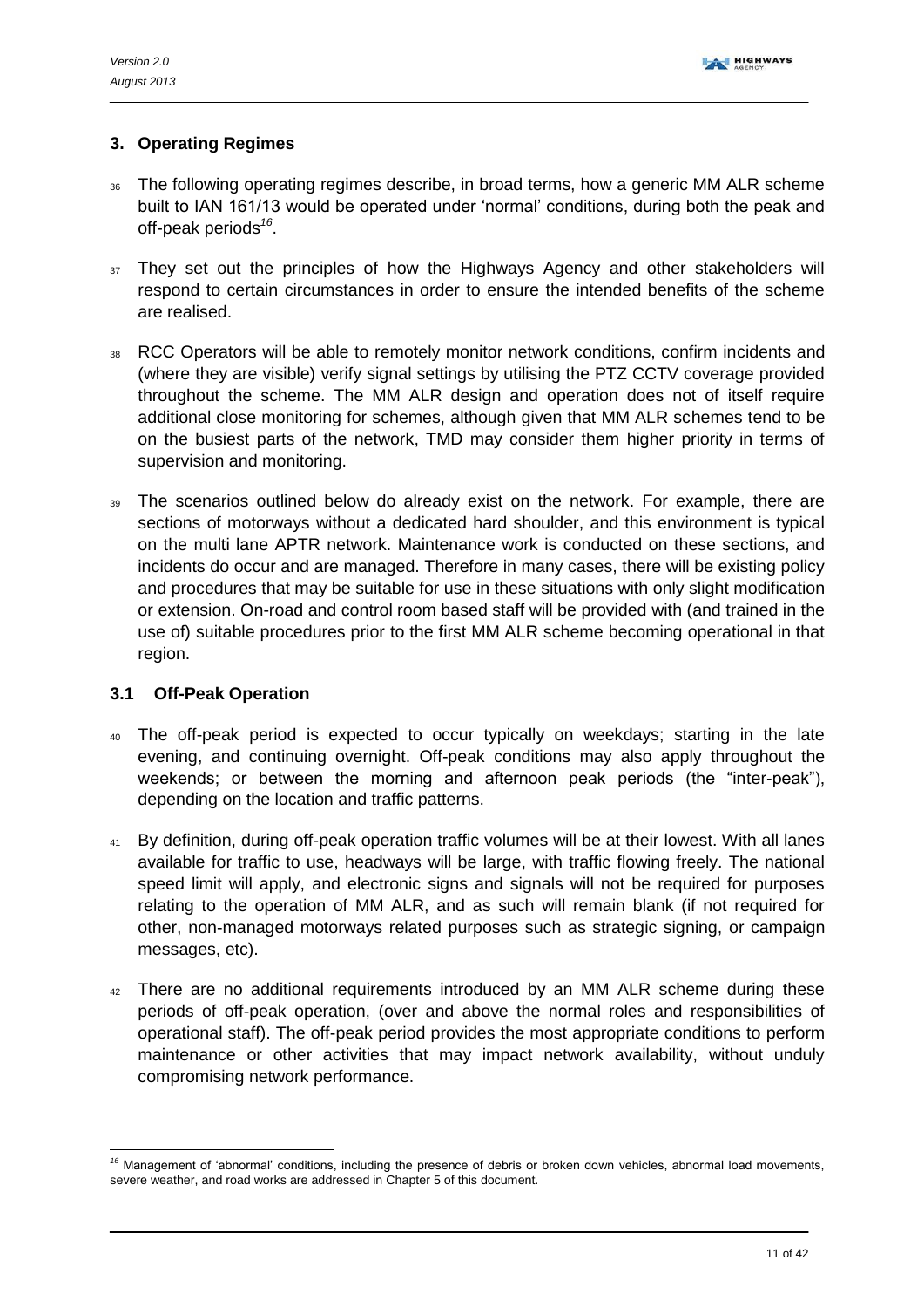## 3. Operating Regimes

36 The following operating regimes describe, in broad terms, how a generic MM ALR scheme built to IAN 161/13 would be operated under 'normal' conditions, during both the peak and off-peak periods[16].

37 They set out the principles of how the Highways Agency and other stakeholders will respond to certain circumstances in order to ensure the intended benefits of the scheme are realised.

38 RCC Operators will be able to remotely monitor network conditions, confirm incidents and (where they are visible) verify signal settings by utilising the PTZ CCTV coverage provided throughout the scheme. The MM ALR design and operation does not of itself require additional close monitoring for schemes, although given that MM ALR schemes tend to be on the busiest parts of the network, TMD may consider them higher priority in terms of supervision and monitoring.

39 The scenarios outlined below do already exist on the network. For example, there are sections of motorways without a dedicated hard shoulder, and this environment is typical on the multi lane APTR network. Maintenance work is conducted on these sections, and incidents do occur and are managed. Therefore in many cases, there will be existing policy and procedures that may be suitable for use in these situations with only slight modification or extension. On-road and control room based staff will be provided with (and trained in the use of) suitable procedures prior to the first MM ALR scheme becoming operational in that region.

### 3.1 Off-Peak Operation

40 The off-peak period is expected to occur typically on weekdays; starting in the late evening, and continuing overnight. Off-peak conditions may also apply throughout the weekends; or between the morning and afternoon peak periods (the "inter-peak"), depending on the location and traffic patterns.

41 By definition, during off-peak operation traffic volumes will be at their lowest. With all lanes available for traffic to use, headways will be large, with traffic flowing freely. The national speed limit will apply, and electronic signs and signals will not be required for purposes relating to the operation of MM ALR, and as such will remain blank (if not required for other, non-managed motorways related purposes such as strategic signing, or campaign messages, etc).

42 There are no additional requirements introduced by an MM ALR scheme during these periods of off-peak operation, (over and above the normal roles and responsibilities of operational staff). The off-peak period provides the most appropriate conditions to perform maintenance or other activities that may impact network availability, without unduly compromising network performance.

[16] Management of 'abnormal' conditions, including the presence of debris or broken down vehicles, abnormal load movements, severe weather, and road works are addressed in Chapter 5 of this document.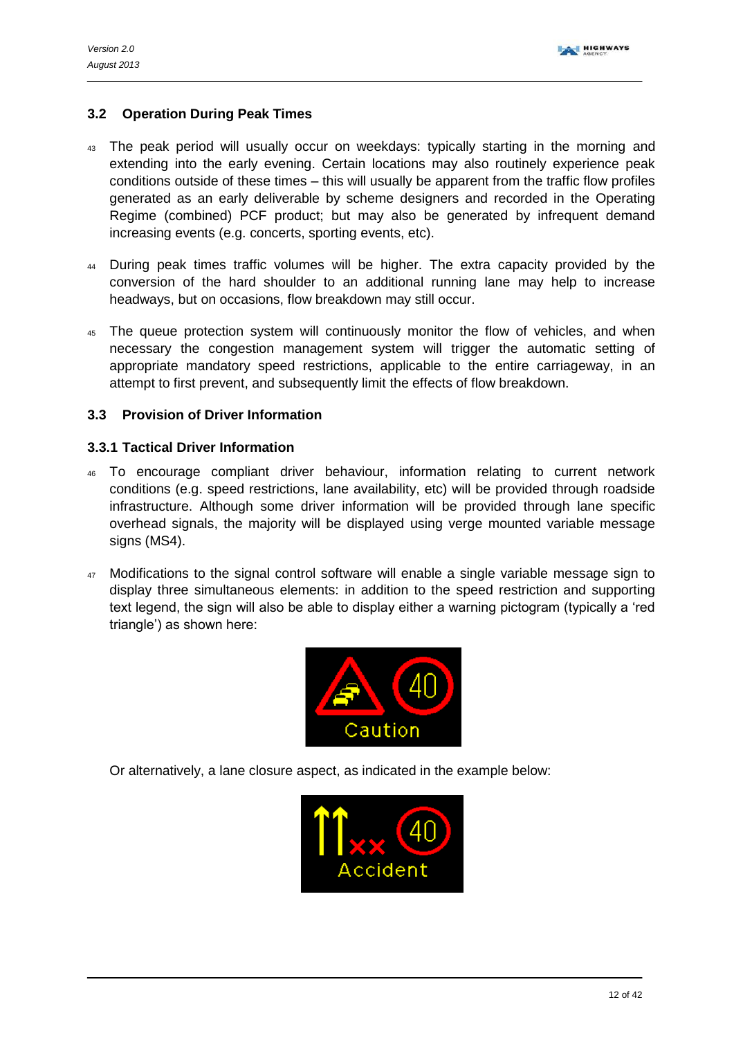### 3.2 Operation During Peak Times

43 The peak period will usually occur on weekdays: typically starting in the morning and extending into the early evening. Certain locations may also routinely experience peak conditions outside of these times – this will usually be apparent from the traffic flow profiles generated as an early deliverable by scheme designers and recorded in the Operating Regime (combined) PCF product; but may also be generated by infrequent demand increasing events (e.g. concerts, sporting events, etc).

44 During peak times traffic volumes will be higher. The extra capacity provided by the conversion of the hard shoulder to an additional running lane may help to increase headways, but on occasions, flow breakdown may still occur.

45 The queue protection system will continuously monitor the flow of vehicles, and when necessary the congestion management system will trigger the automatic setting of appropriate mandatory speed restrictions, applicable to the entire carriageway, in an attempt to first prevent, and subsequently limit the effects of flow breakdown.

### 3.3 Provision of Driver Information

#### 3.3.1 Tactical Driver Information

46 To encourage compliant driver behaviour, information relating to current network conditions (e.g. speed restrictions, lane availability, etc) will be provided through roadside infrastructure. Although some driver information will be provided through lane specific overhead signals, the majority will be displayed using verge mounted variable message signs (MS4).

47 Modifications to the signal control software will enable a single variable message sign to display three simultaneous elements: in addition to the speed restriction and supporting text legend, the sign will also be able to display either a warning pictogram (typically a 'red triangle') as shown here:

Or alternatively, a lane closure aspect, as indicated in the example below: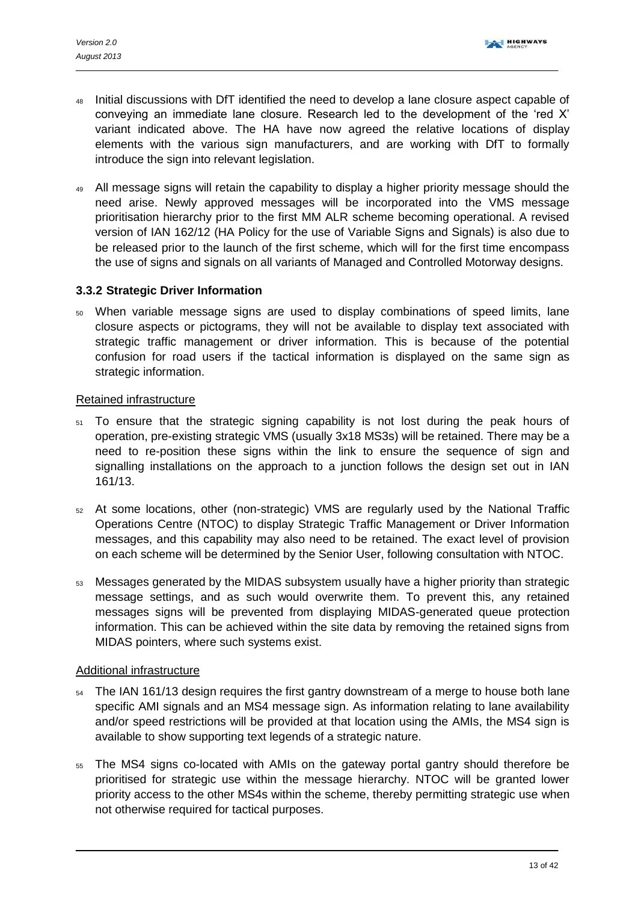48 Initial discussions with DfT identified the need to develop a lane closure aspect capable of conveying an immediate lane closure. Research led to the development of the 'red X' variant indicated above. The HA have now agreed the relative locations of display elements with the various sign manufacturers, and are working with DfT to formally introduce the sign into relevant legislation.

49 All message signs will retain the capability to display a higher priority message should the need arise. Newly approved messages will be incorporated into the VMS message prioritisation hierarchy prior to the first MM ALR scheme becoming operational. A revised version of IAN 162/12 (HA Policy for the use of Variable Signs and Signals) is also due to be released prior to the launch of the first scheme, which will for the first time encompass the use of signs and signals on all variants of Managed and Controlled Motorway designs.

### 3.3.2 Strategic Driver Information

50 When variable message signs are used to display combinations of speed limits, lane closure aspects or pictograms, they will not be available to display text associated with strategic traffic management or driver information. This is because of the potential confusion for road users if the tactical information is displayed on the same sign as strategic information.

<u>Retained infrastructure</u>

51 To ensure that the strategic signing capability is not lost during the peak hours of operation, pre-existing strategic VMS (usually 3x18 MS3s) will be retained. There may be a need to re-position these signs within the link to ensure the sequence of sign and signalling installations on the approach to a junction follows the design set out in IAN 161/13.

52 At some locations, other (non-strategic) VMS are regularly used by the National Traffic Operations Centre (NTOC) to display Strategic Traffic Management or Driver Information messages, and this capability may also need to be retained. The exact level of provision on each scheme will be determined by the Senior User, following consultation with NTOC.

53 Messages generated by the MIDAS subsystem usually have a higher priority than strategic message settings, and as such would overwrite them. To prevent this, any retained messages signs will be prevented from displaying MIDAS-generated queue protection information. This can be achieved within the site data by removing the retained signs from MIDAS pointers, where such systems exist.

<u>Additional infrastructure</u>

54 The IAN 161/13 design requires the first gantry downstream of a merge to house both lane specific AMI signals and an MS4 message sign. As information relating to lane availability and/or speed restrictions will be provided at that location using the AMIs, the MS4 sign is available to show supporting text legends of a strategic nature.

55 The MS4 signs co-located with AMIs on the gateway portal gantry should therefore be prioritised for strategic use within the message hierarchy. NTOC will be granted lower priority access to the other MS4s within the scheme, thereby permitting strategic use when not otherwise required for tactical purposes.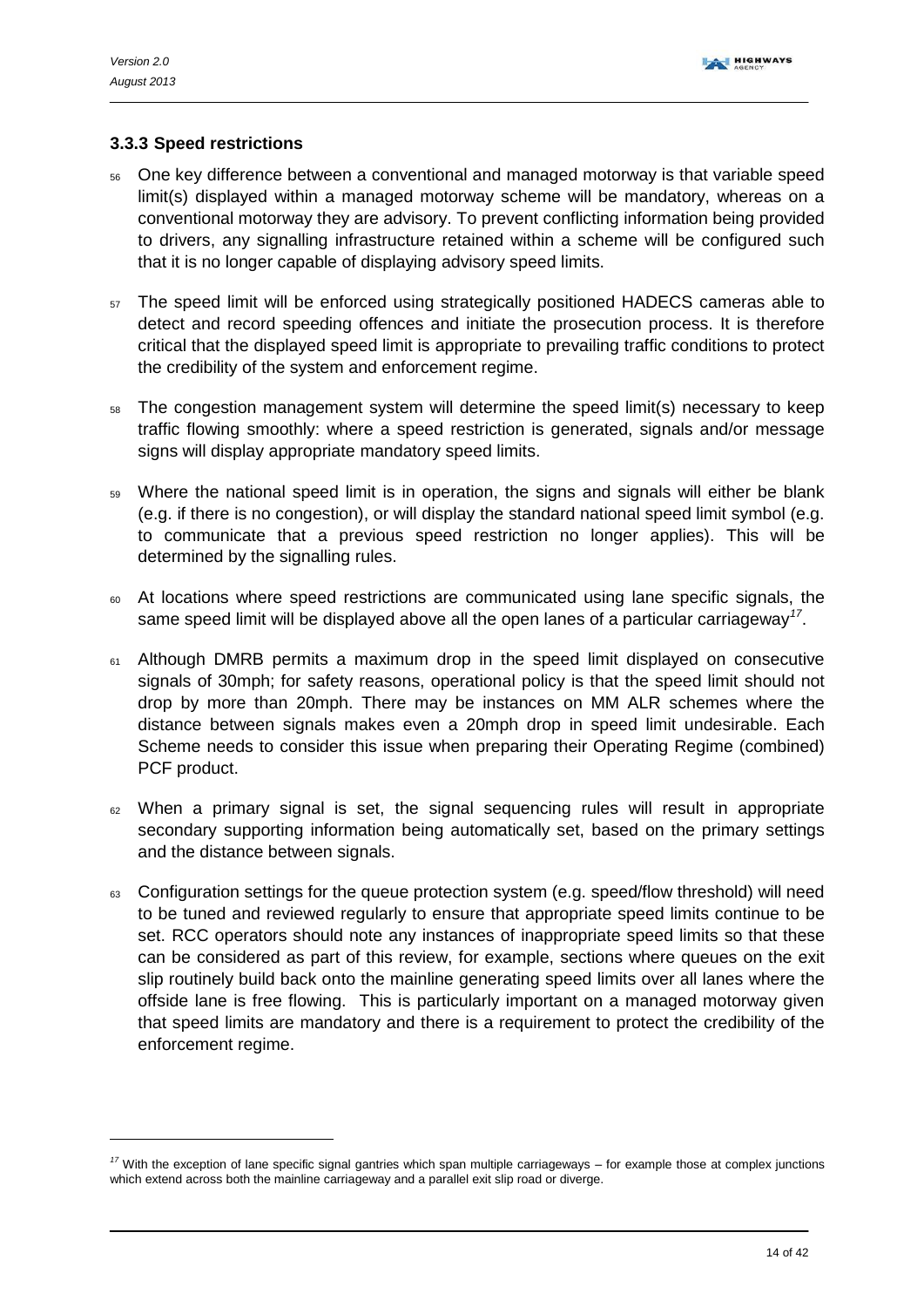### 3.3.3 Speed restrictions

56 One key difference between a conventional and managed motorway is that variable speed limit(s) displayed within a managed motorway scheme will be mandatory, whereas on a conventional motorway they are advisory. To prevent conflicting information being provided to drivers, any signalling infrastructure retained within a scheme will be configured such that it is no longer capable of displaying advisory speed limits.

57 The speed limit will be enforced using strategically positioned HADECS cameras able to detect and record speeding offences and initiate the prosecution process. It is therefore critical that the displayed speed limit is appropriate to prevailing traffic conditions to protect the credibility of the system and enforcement regime.

58 The congestion management system will determine the speed limit(s) necessary to keep traffic flowing smoothly: where a speed restriction is generated, signals and/or message signs will display appropriate mandatory speed limits.

59 Where the national speed limit is in operation, the signs and signals will either be blank (e.g. if there is no congestion), or will display the standard national speed limit symbol (e.g. to communicate that a previous speed restriction no longer applies). This will be determined by the signalling rules.

60 At locations where speed restrictions are communicated using lane specific signals, the same speed limit will be displayed above all the open lanes of a particular carriageway[17].

61 Although DMRB permits a maximum drop in the speed limit displayed on consecutive signals of 30mph; for safety reasons, operational policy is that the speed limit should not drop by more than 20mph. There may be instances on MM ALR schemes where the distance between signals makes even a 20mph drop in speed limit undesirable. Each Scheme needs to consider this issue when preparing their Operating Regime (combined) PCF product.

62 When a primary signal is set, the signal sequencing rules will result in appropriate secondary supporting information being automatically set, based on the primary settings and the distance between signals.

63 Configuration settings for the queue protection system (e.g. speed/flow threshold) will need to be tuned and reviewed regularly to ensure that appropriate speed limits continue to be set. RCC operators should note any instances of inappropriate speed limits so that these can be considered as part of this review, for example, sections where queues on the exit slip routinely build back onto the mainline generating speed limits over all lanes where the offside lane is free flowing. This is particularly important on a managed motorway given that speed limits are mandatory and there is a requirement to protect the credibility of the enforcement regime.

[17] With the exception of lane specific signal gantries which span multiple carriageways – for example those at complex junctions which extend across both the mainline carriageway and a parallel exit slip road or diverge.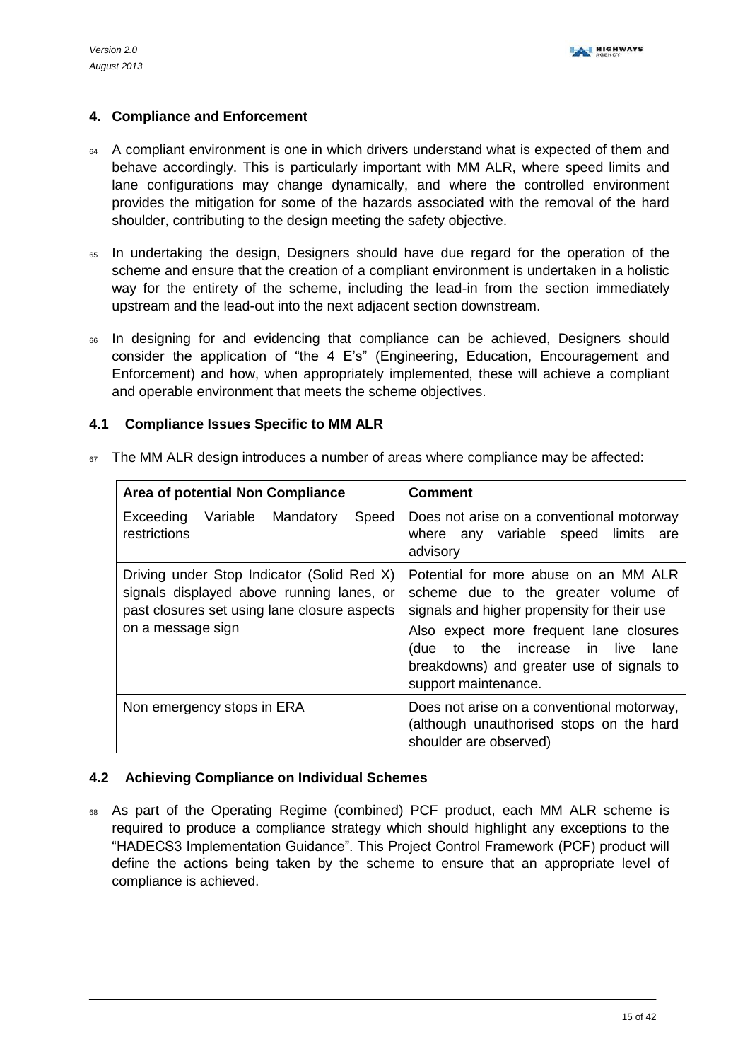## 4. Compliance and Enforcement

64 A compliant environment is one in which drivers understand what is expected of them and behave accordingly. This is particularly important with MM ALR, where speed limits and lane configurations may change dynamically, and where the controlled environment provides the mitigation for some of the hazards associated with the removal of the hard shoulder, contributing to the design meeting the safety objective.

65 In undertaking the design, Designers should have due regard for the operation of the scheme and ensure that the creation of a compliant environment is undertaken in a holistic way for the entirety of the scheme, including the lead-in from the section immediately upstream and the lead-out into the next adjacent section downstream.

66 In designing for and evidencing that compliance can be achieved, Designers should consider the application of "the 4 E's" (Engineering, Education, Encouragement and Enforcement) and how, when appropriately implemented, these will achieve a compliant and operable environment that meets the scheme objectives.

### 4.1 Compliance Issues Specific to MM ALR

67 The MM ALR design introduces a number of areas where compliance may be affected:

| Area of potential Non Compliance | Comment |
|---|---|
| Exceeding Variable Mandatory Speed restrictions | Does not arise on a conventional motorway where any variable speed limits are advisory |
| Driving under Stop Indicator (Solid Red X) signals displayed above running lanes, or past closures set using lane closure aspects on a message sign | Potential for more abuse on an MM ALR scheme due to the greater volume of signals and higher propensity for their use<br>Also expect more frequent lane closures (due to the increase in live lane breakdowns) and greater use of signals to support maintenance. |
| Non emergency stops in ERA | Does not arise on a conventional motorway, (although unauthorised stops on the hard shoulder are observed) |

### 4.2 Achieving Compliance on Individual Schemes

68 As part of the Operating Regime (combined) PCF product, each MM ALR scheme is required to produce a compliance strategy which should highlight any exceptions to the "HADECS3 Implementation Guidance". This Project Control Framework (PCF) product will define the actions being taken by the scheme to ensure that an appropriate level of compliance is achieved.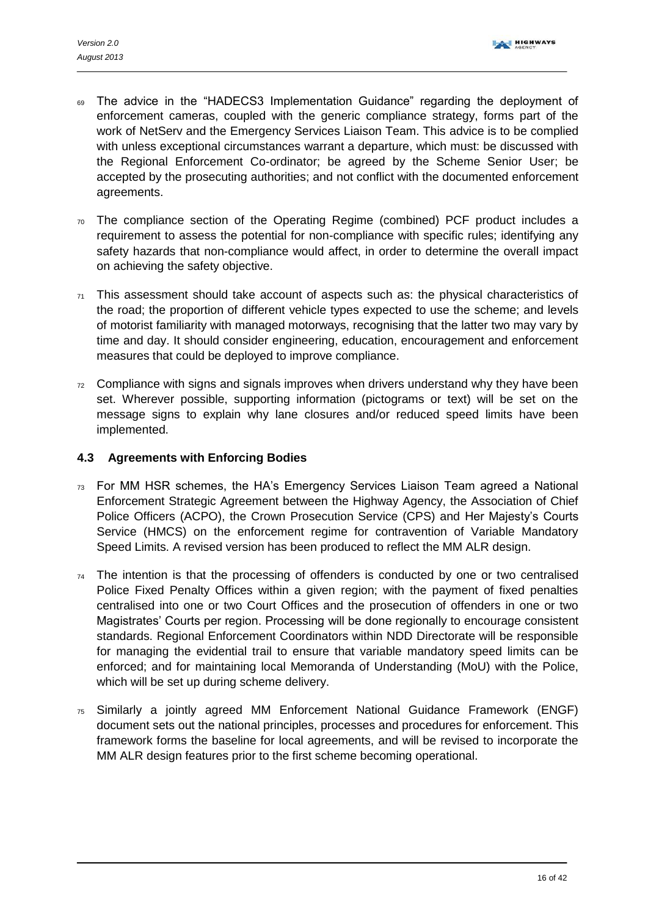69 The advice in the "HADECS3 Implementation Guidance" regarding the deployment of enforcement cameras, coupled with the generic compliance strategy, forms part of the work of NetServ and the Emergency Services Liaison Team. This advice is to be complied with unless exceptional circumstances warrant a departure, which must: be discussed with the Regional Enforcement Co-ordinator; be agreed by the Scheme Senior User; be accepted by the prosecuting authorities; and not conflict with the documented enforcement agreements.

70 The compliance section of the Operating Regime (combined) PCF product includes a requirement to assess the potential for non-compliance with specific rules; identifying any safety hazards that non-compliance would affect, in order to determine the overall impact on achieving the safety objective.

71 This assessment should take account of aspects such as: the physical characteristics of the road; the proportion of different vehicle types expected to use the scheme; and levels of motorist familiarity with managed motorways, recognising that the latter two may vary by time and day. It should consider engineering, education, encouragement and enforcement measures that could be deployed to improve compliance.

72 Compliance with signs and signals improves when drivers understand why they have been set. Wherever possible, supporting information (pictograms or text) will be set on the message signs to explain why lane closures and/or reduced speed limits have been implemented.

### 4.3 Agreements with Enforcing Bodies

73 For MM HSR schemes, the HA's Emergency Services Liaison Team agreed a National Enforcement Strategic Agreement between the Highway Agency, the Association of Chief Police Officers (ACPO), the Crown Prosecution Service (CPS) and Her Majesty's Courts Service (HMCS) on the enforcement regime for contravention of Variable Mandatory Speed Limits. A revised version has been produced to reflect the MM ALR design.

74 The intention is that the processing of offenders is conducted by one or two centralised Police Fixed Penalty Offices within a given region; with the payment of fixed penalties centralised into one or two Court Offices and the prosecution of offenders in one or two Magistrates' Courts per region. Processing will be done regionally to encourage consistent standards. Regional Enforcement Coordinators within NDD Directorate will be responsible for managing the evidential trail to ensure that variable mandatory speed limits can be enforced; and for maintaining local Memoranda of Understanding (MoU) with the Police, which will be set up during scheme delivery.

75 Similarly a jointly agreed MM Enforcement National Guidance Framework (ENGF) document sets out the national principles, processes and procedures for enforcement. This framework forms the baseline for local agreements, and will be revised to incorporate the MM ALR design features prior to the first scheme becoming operational.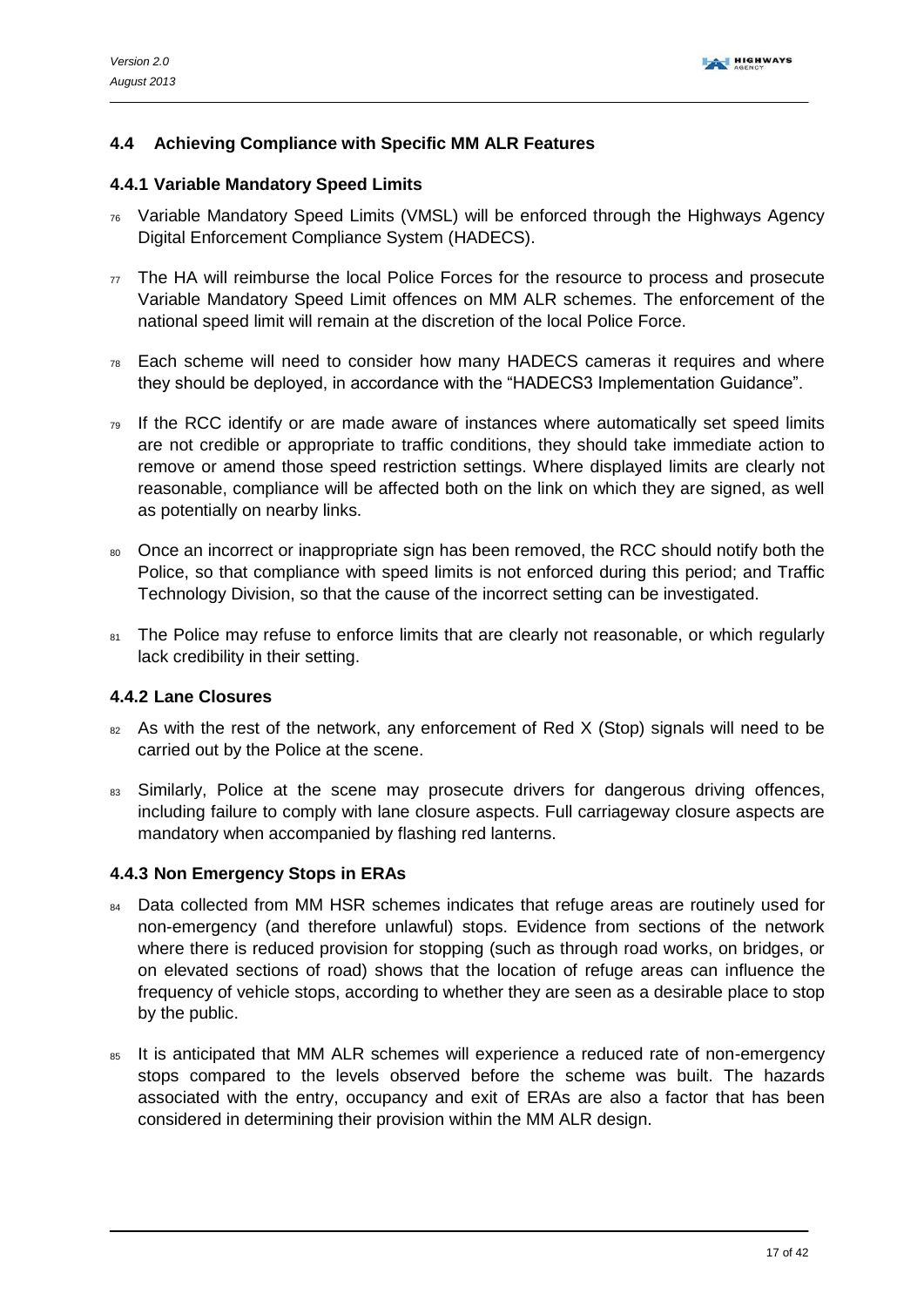### 4.4 Achieving Compliance with Specific MM ALR Features

#### 4.4.1 Variable Mandatory Speed Limits

76 Variable Mandatory Speed Limits (VMSL) will be enforced through the Highways Agency Digital Enforcement Compliance System (HADECS).

77 The HA will reimburse the local Police Forces for the resource to process and prosecute Variable Mandatory Speed Limit offences on MM ALR schemes. The enforcement of the national speed limit will remain at the discretion of the local Police Force.

78 Each scheme will need to consider how many HADECS cameras it requires and where they should be deployed, in accordance with the "HADECS3 Implementation Guidance".

79 If the RCC identify or are made aware of instances where automatically set speed limits are not credible or appropriate to traffic conditions, they should take immediate action to remove or amend those speed restriction settings. Where displayed limits are clearly not reasonable, compliance will be affected both on the link on which they are signed, as well as potentially on nearby links.

80 Once an incorrect or inappropriate sign has been removed, the RCC should notify both the Police, so that compliance with speed limits is not enforced during this period; and Traffic Technology Division, so that the cause of the incorrect setting can be investigated.

81 The Police may refuse to enforce limits that are clearly not reasonable, or which regularly lack credibility in their setting.

#### 4.4.2 Lane Closures

82 As with the rest of the network, any enforcement of Red X (Stop) signals will need to be carried out by the Police at the scene.

83 Similarly, Police at the scene may prosecute drivers for dangerous driving offences, including failure to comply with lane closure aspects. Full carriageway closure aspects are mandatory when accompanied by flashing red lanterns.

#### 4.4.3 Non Emergency Stops in ERAs

84 Data collected from MM HSR schemes indicates that refuge areas are routinely used for non-emergency (and therefore unlawful) stops. Evidence from sections of the network where there is reduced provision for stopping (such as through road works, on bridges, or on elevated sections of road) shows that the location of refuge areas can influence the frequency of vehicle stops, according to whether they are seen as a desirable place to stop by the public.

85 It is anticipated that MM ALR schemes will experience a reduced rate of non-emergency stops compared to the levels observed before the scheme was built. The hazards associated with the entry, occupancy and exit of ERAs are also a factor that has been considered in determining their provision within the MM ALR design.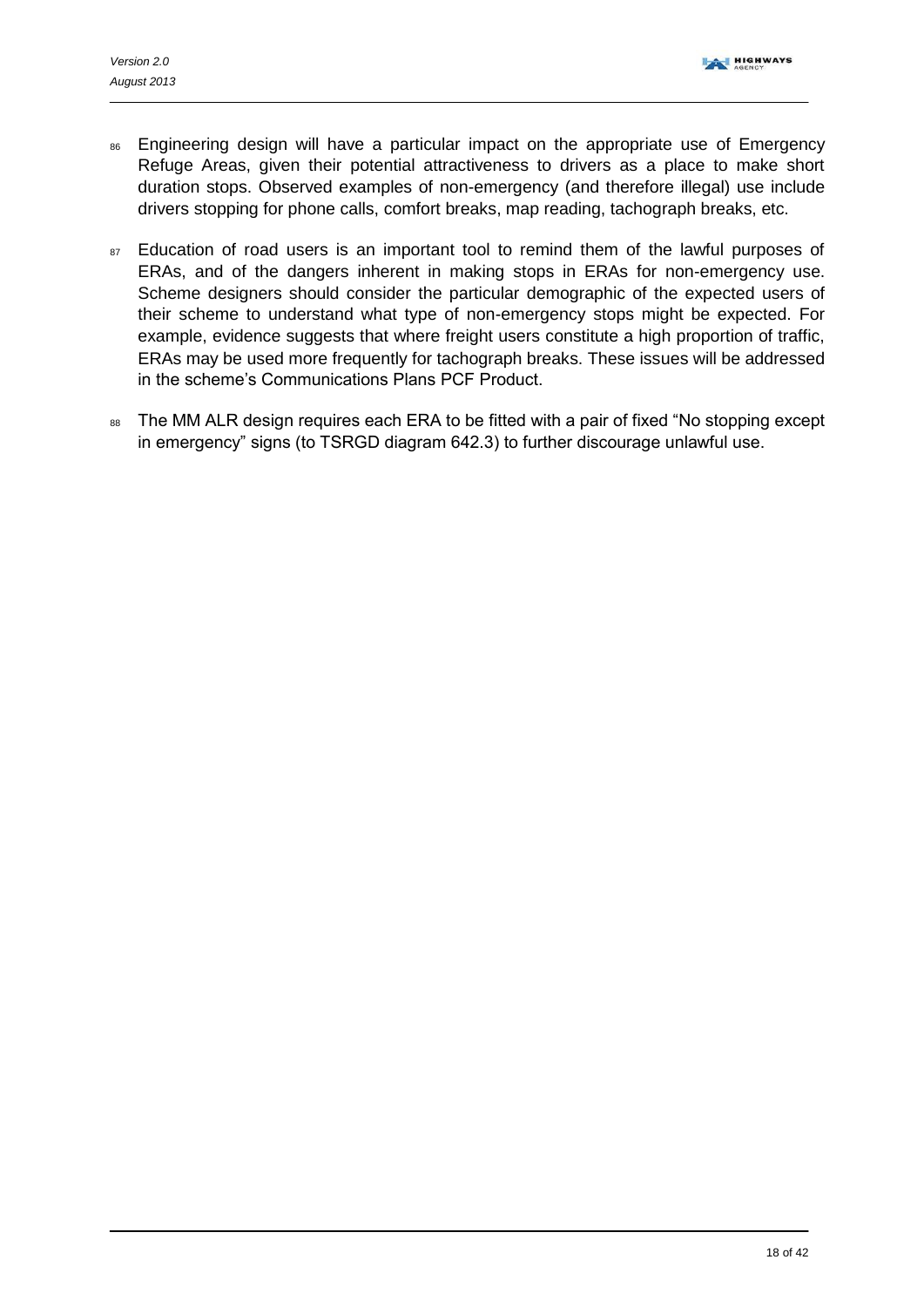86 Engineering design will have a particular impact on the appropriate use of Emergency Refuge Areas, given their potential attractiveness to drivers as a place to make short duration stops. Observed examples of non-emergency (and therefore illegal) use include drivers stopping for phone calls, comfort breaks, map reading, tachograph breaks, etc.

87 Education of road users is an important tool to remind them of the lawful purposes of ERAs, and of the dangers inherent in making stops in ERAs for non-emergency use. Scheme designers should consider the particular demographic of the expected users of their scheme to understand what type of non-emergency stops might be expected. For example, evidence suggests that where freight users constitute a high proportion of traffic, ERAs may be used more frequently for tachograph breaks. These issues will be addressed in the scheme's Communications Plans PCF Product.

88 The MM ALR design requires each ERA to be fitted with a pair of fixed "No stopping except in emergency" signs (to TSRGD diagram 642.3) to further discourage unlawful use.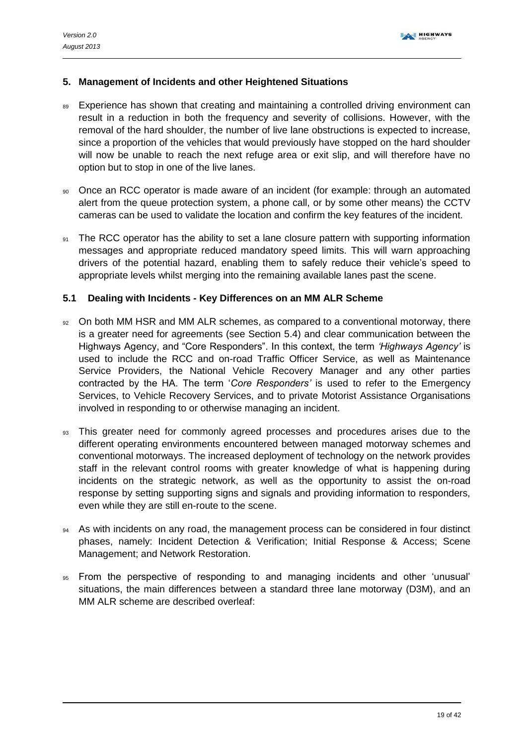## 5. Management of Incidents and other Heightened Situations

89 Experience has shown that creating and maintaining a controlled driving environment can result in a reduction in both the frequency and severity of collisions. However, with the removal of the hard shoulder, the number of live lane obstructions is expected to increase, since a proportion of the vehicles that would previously have stopped on the hard shoulder will now be unable to reach the next refuge area or exit slip, and will therefore have no option but to stop in one of the live lanes.

90 Once an RCC operator is made aware of an incident (for example: through an automated alert from the queue protection system, a phone call, or by some other means) the CCTV cameras can be used to validate the location and confirm the key features of the incident.

91 The RCC operator has the ability to set a lane closure pattern with supporting information messages and appropriate reduced mandatory speed limits. This will warn approaching drivers of the potential hazard, enabling them to safely reduce their vehicle's speed to appropriate levels whilst merging into the remaining available lanes past the scene.

### 5.1 Dealing with Incidents - Key Differences on an MM ALR Scheme

92 On both MM HSR and MM ALR schemes, as compared to a conventional motorway, there is a greater need for agreements (see Section 5.4) and clear communication between the Highways Agency, and "Core Responders". In this context, the term *'Highways Agency'* is used to include the RCC and on-road Traffic Officer Service, as well as Maintenance Service Providers, the National Vehicle Recovery Manager and any other parties contracted by the HA. The term '*Core Responders'* is used to refer to the Emergency Services, to Vehicle Recovery Services, and to private Motorist Assistance Organisations involved in responding to or otherwise managing an incident.

93 This greater need for commonly agreed processes and procedures arises due to the different operating environments encountered between managed motorway schemes and conventional motorways. The increased deployment of technology on the network provides staff in the relevant control rooms with greater knowledge of what is happening during incidents on the strategic network, as well as the opportunity to assist the on-road response by setting supporting signs and signals and providing information to responders, even while they are still en-route to the scene.

94 As with incidents on any road, the management process can be considered in four distinct phases, namely: Incident Detection & Verification; Initial Response & Access; Scene Management; and Network Restoration.

95 From the perspective of responding to and managing incidents and other 'unusual' situations, the main differences between a standard three lane motorway (D3M), and an MM ALR scheme are described overleaf: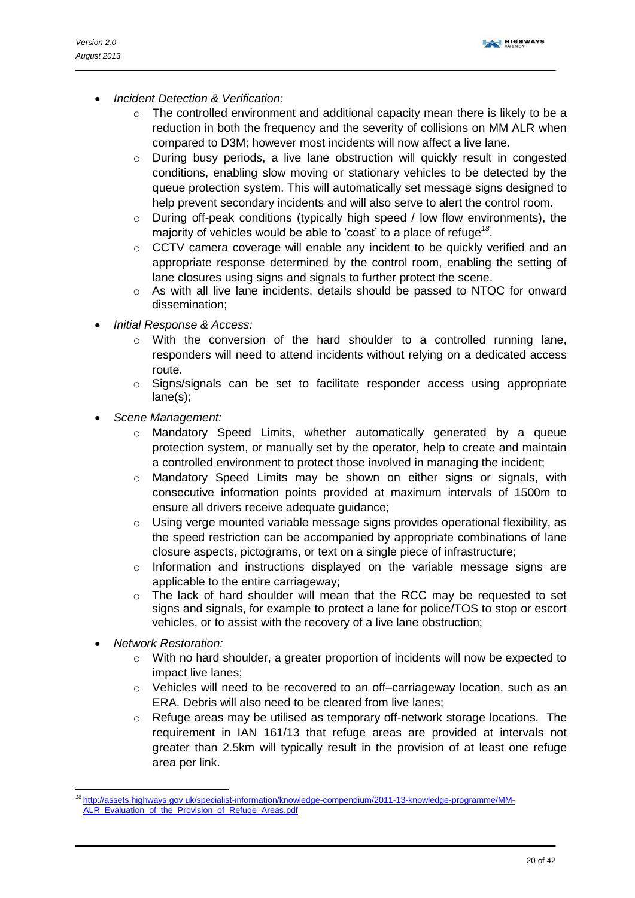- *Incident Detection & Verification:*
  - The controlled environment and additional capacity mean there is likely to be a reduction in both the frequency and the severity of collisions on MM ALR when compared to D3M; however most incidents will now affect a live lane.
  - During busy periods, a live lane obstruction will quickly result in congested conditions, enabling slow moving or stationary vehicles to be detected by the queue protection system. This will automatically set message signs designed to help prevent secondary incidents and will also serve to alert the control room.
  - During off-peak conditions (typically high speed / low flow environments), the majority of vehicles would be able to 'coast' to a place of refuge[18].
  - CCTV camera coverage will enable any incident to be quickly verified and an appropriate response determined by the control room, enabling the setting of lane closures using signs and signals to further protect the scene.
  - As with all live lane incidents, details should be passed to NTOC for onward dissemination;
- *Initial Response & Access:*
  - With the conversion of the hard shoulder to a controlled running lane, responders will need to attend incidents without relying on a dedicated access route.
  - Signs/signals can be set to facilitate responder access using appropriate lane(s);
- *Scene Management:*
  - Mandatory Speed Limits, whether automatically generated by a queue protection system, or manually set by the operator, help to create and maintain a controlled environment to protect those involved in managing the incident;
  - Mandatory Speed Limits may be shown on either signs or signals, with consecutive information points provided at maximum intervals of 1500m to ensure all drivers receive adequate guidance;
  - Using verge mounted variable message signs provides operational flexibility, as the speed restriction can be accompanied by appropriate combinations of lane closure aspects, pictograms, or text on a single piece of infrastructure;
  - Information and instructions displayed on the variable message signs are applicable to the entire carriageway;
  - The lack of hard shoulder will mean that the RCC may be requested to set signs and signals, for example to protect a lane for police/TOS to stop or escort vehicles, or to assist with the recovery of a live lane obstruction;
- *Network Restoration:*
  - With no hard shoulder, a greater proportion of incidents will now be expected to impact live lanes;
  - Vehicles will need to be recovered to an off–carriageway location, such as an ERA. Debris will also need to be cleared from live lanes;
  - Refuge areas may be utilised as temporary off-network storage locations. The requirement in IAN 161/13 that refuge areas are provided at intervals not greater than 2.5km will typically result in the provision of at least one refuge area per link.

[18] http://assets.highways.gov.uk/specialist-information/knowledge-compendium/2011-13-knowledge-programme/MM-ALR_Evaluation_of_the_Provision_of_Refuge_Areas.pdf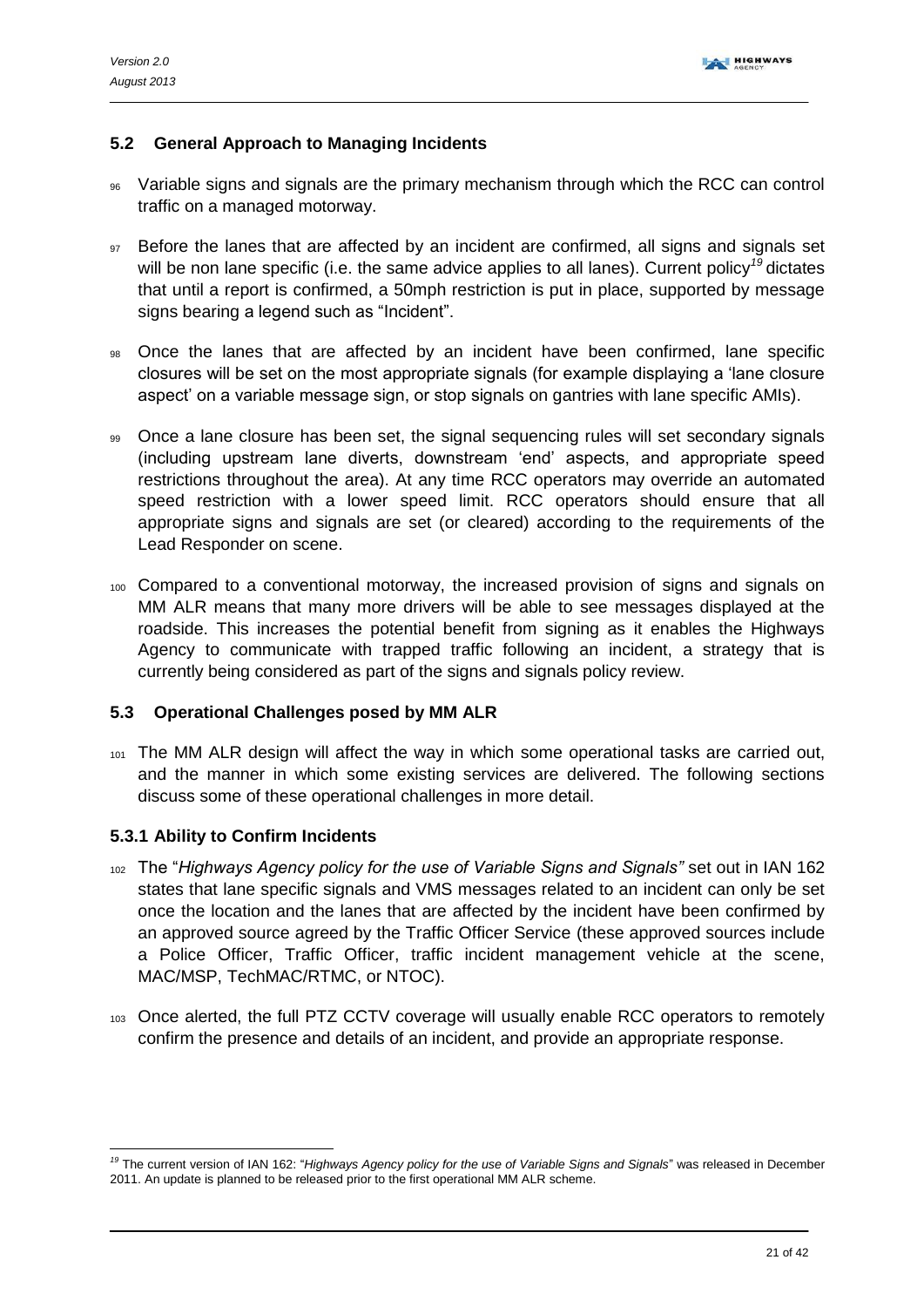## 5.2 General Approach to Managing Incidents

96 Variable signs and signals are the primary mechanism through which the RCC can control traffic on a managed motorway.

97 Before the lanes that are affected by an incident are confirmed, all signs and signals set will be non lane specific (i.e. the same advice applies to all lanes). Current policy[19] dictates that until a report is confirmed, a 50mph restriction is put in place, supported by message signs bearing a legend such as "Incident".

98 Once the lanes that are affected by an incident have been confirmed, lane specific closures will be set on the most appropriate signals (for example displaying a 'lane closure aspect' on a variable message sign, or stop signals on gantries with lane specific AMIs).

99 Once a lane closure has been set, the signal sequencing rules will set secondary signals (including upstream lane diverts, downstream 'end' aspects, and appropriate speed restrictions throughout the area). At any time RCC operators may override an automated speed restriction with a lower speed limit. RCC operators should ensure that all appropriate signs and signals are set (or cleared) according to the requirements of the Lead Responder on scene.

100 Compared to a conventional motorway, the increased provision of signs and signals on MM ALR means that many more drivers will be able to see messages displayed at the roadside. This increases the potential benefit from signing as it enables the Highways Agency to communicate with trapped traffic following an incident, a strategy that is currently being considered as part of the signs and signals policy review.

## 5.3 Operational Challenges posed by MM ALR

101 The MM ALR design will affect the way in which some operational tasks are carried out, and the manner in which some existing services are delivered. The following sections discuss some of these operational challenges in more detail.

### 5.3.1 Ability to Confirm Incidents

102 The "*Highways Agency policy for the use of Variable Signs and Signals"* set out in IAN 162 states that lane specific signals and VMS messages related to an incident can only be set once the location and the lanes that are affected by the incident have been confirmed by an approved source agreed by the Traffic Officer Service (these approved sources include a Police Officer, Traffic Officer, traffic incident management vehicle at the scene, MAC/MSP, TechMAC/RTMC, or NTOC).

103 Once alerted, the full PTZ CCTV coverage will usually enable RCC operators to remotely confirm the presence and details of an incident, and provide an appropriate response.

---

[19] The current version of IAN 162: "*Highways Agency policy for the use of Variable Signs and Signals*" was released in December 2011. An update is planned to be released prior to the first operational MM ALR scheme.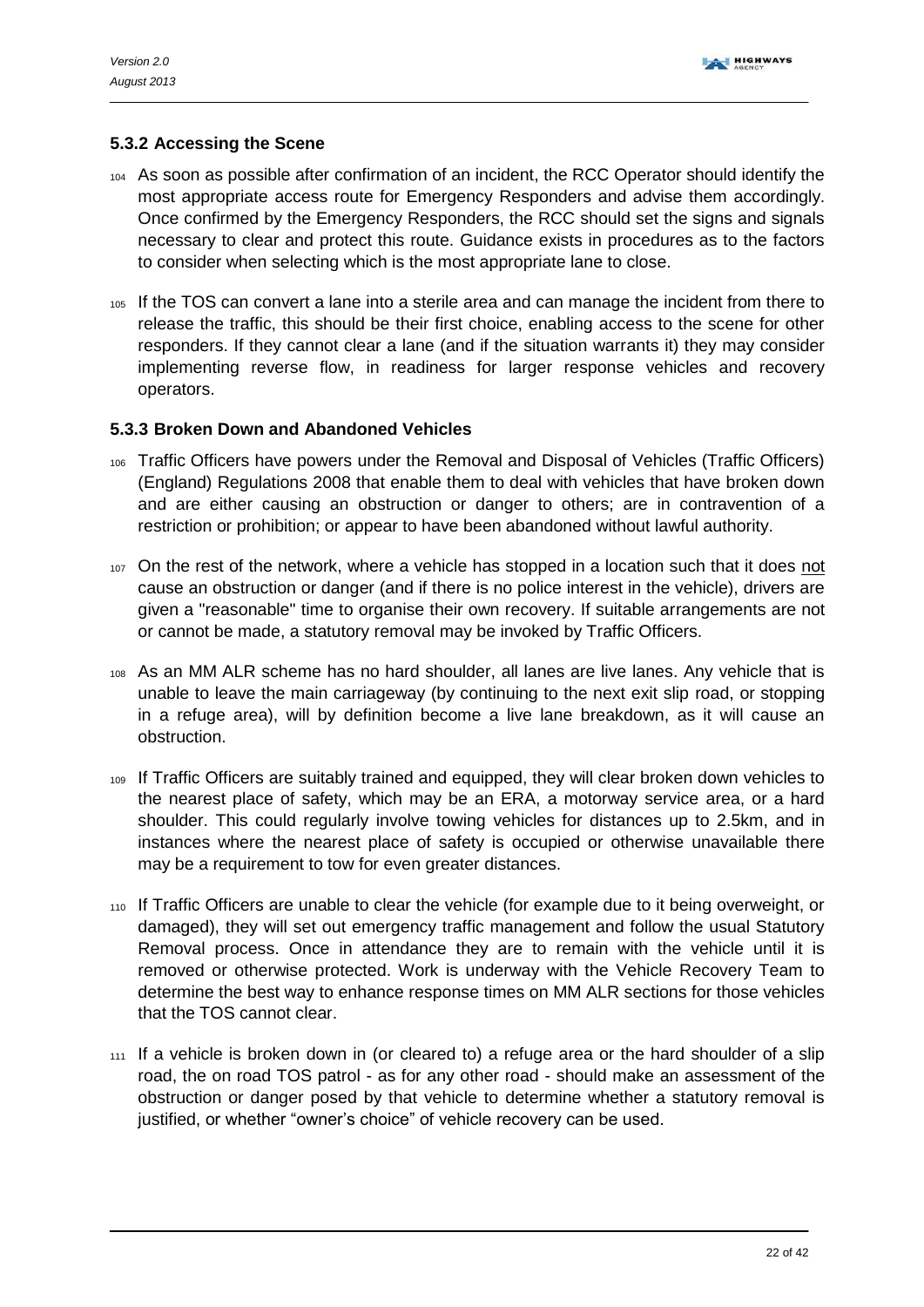### 5.3.2 Accessing the Scene

104 As soon as possible after confirmation of an incident, the RCC Operator should identify the most appropriate access route for Emergency Responders and advise them accordingly. Once confirmed by the Emergency Responders, the RCC should set the signs and signals necessary to clear and protect this route. Guidance exists in procedures as to the factors to consider when selecting which is the most appropriate lane to close.

105 If the TOS can convert a lane into a sterile area and can manage the incident from there to release the traffic, this should be their first choice, enabling access to the scene for other responders. If they cannot clear a lane (and if the situation warrants it) they may consider implementing reverse flow, in readiness for larger response vehicles and recovery operators.

### 5.3.3 Broken Down and Abandoned Vehicles

106 Traffic Officers have powers under the Removal and Disposal of Vehicles (Traffic Officers) (England) Regulations 2008 that enable them to deal with vehicles that have broken down and are either causing an obstruction or danger to others; are in contravention of a restriction or prohibition; or appear to have been abandoned without lawful authority.

107 On the rest of the network, where a vehicle has stopped in a location such that it does <u>not</u> cause an obstruction or danger (and if there is no police interest in the vehicle), drivers are given a "reasonable" time to organise their own recovery. If suitable arrangements are not or cannot be made, a statutory removal may be invoked by Traffic Officers.

108 As an MM ALR scheme has no hard shoulder, all lanes are live lanes. Any vehicle that is unable to leave the main carriageway (by continuing to the next exit slip road, or stopping in a refuge area), will by definition become a live lane breakdown, as it will cause an obstruction.

109 If Traffic Officers are suitably trained and equipped, they will clear broken down vehicles to the nearest place of safety, which may be an ERA, a motorway service area, or a hard shoulder. This could regularly involve towing vehicles for distances up to 2.5km, and in instances where the nearest place of safety is occupied or otherwise unavailable there may be a requirement to tow for even greater distances.

110 If Traffic Officers are unable to clear the vehicle (for example due to it being overweight, or damaged), they will set out emergency traffic management and follow the usual Statutory Removal process. Once in attendance they are to remain with the vehicle until it is removed or otherwise protected. Work is underway with the Vehicle Recovery Team to determine the best way to enhance response times on MM ALR sections for those vehicles that the TOS cannot clear.

111 If a vehicle is broken down in (or cleared to) a refuge area or the hard shoulder of a slip road, the on road TOS patrol - as for any other road - should make an assessment of the obstruction or danger posed by that vehicle to determine whether a statutory removal is justified, or whether "owner's choice" of vehicle recovery can be used.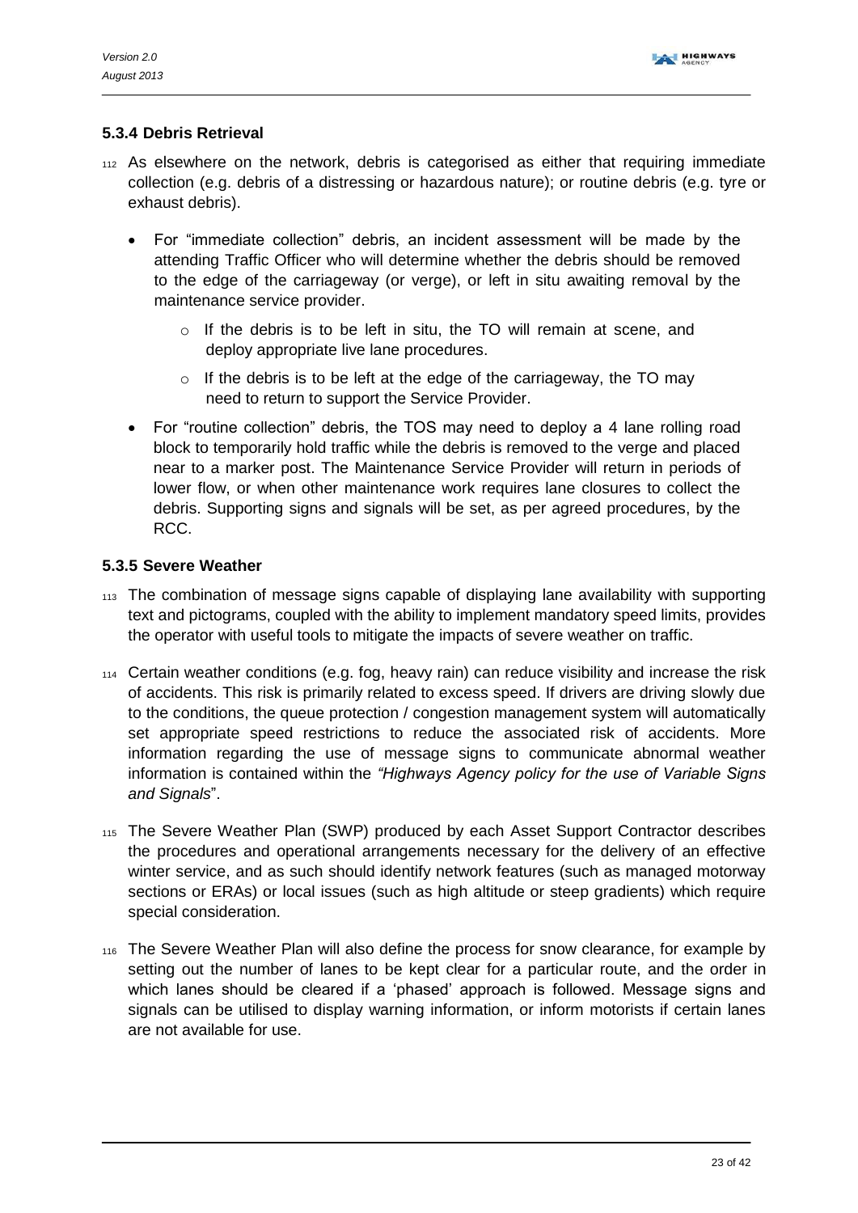### 5.3.4 Debris Retrieval

112 As elsewhere on the network, debris is categorised as either that requiring immediate collection (e.g. debris of a distressing or hazardous nature); or routine debris (e.g. tyre or exhaust debris).

- For "immediate collection" debris, an incident assessment will be made by the attending Traffic Officer who will determine whether the debris should be removed to the edge of the carriageway (or verge), or left in situ awaiting removal by the maintenance service provider.
  - If the debris is to be left in situ, the TO will remain at scene, and deploy appropriate live lane procedures.
  - If the debris is to be left at the edge of the carriageway, the TO may need to return to support the Service Provider.
- For "routine collection" debris, the TOS may need to deploy a 4 lane rolling road block to temporarily hold traffic while the debris is removed to the verge and placed near to a marker post. The Maintenance Service Provider will return in periods of lower flow, or when other maintenance work requires lane closures to collect the debris. Supporting signs and signals will be set, as per agreed procedures, by the RCC.

### 5.3.5 Severe Weather

113 The combination of message signs capable of displaying lane availability with supporting text and pictograms, coupled with the ability to implement mandatory speed limits, provides the operator with useful tools to mitigate the impacts of severe weather on traffic.

114 Certain weather conditions (e.g. fog, heavy rain) can reduce visibility and increase the risk of accidents. This risk is primarily related to excess speed. If drivers are driving slowly due to the conditions, the queue protection / congestion management system will automatically set appropriate speed restrictions to reduce the associated risk of accidents. More information regarding the use of message signs to communicate abnormal weather information is contained within the *"Highways Agency policy for the use of Variable Signs and Signals*".

115 The Severe Weather Plan (SWP) produced by each Asset Support Contractor describes the procedures and operational arrangements necessary for the delivery of an effective winter service, and as such should identify network features (such as managed motorway sections or ERAs) or local issues (such as high altitude or steep gradients) which require special consideration.

116 The Severe Weather Plan will also define the process for snow clearance, for example by setting out the number of lanes to be kept clear for a particular route, and the order in which lanes should be cleared if a 'phased' approach is followed. Message signs and signals can be utilised to display warning information, or inform motorists if certain lanes are not available for use.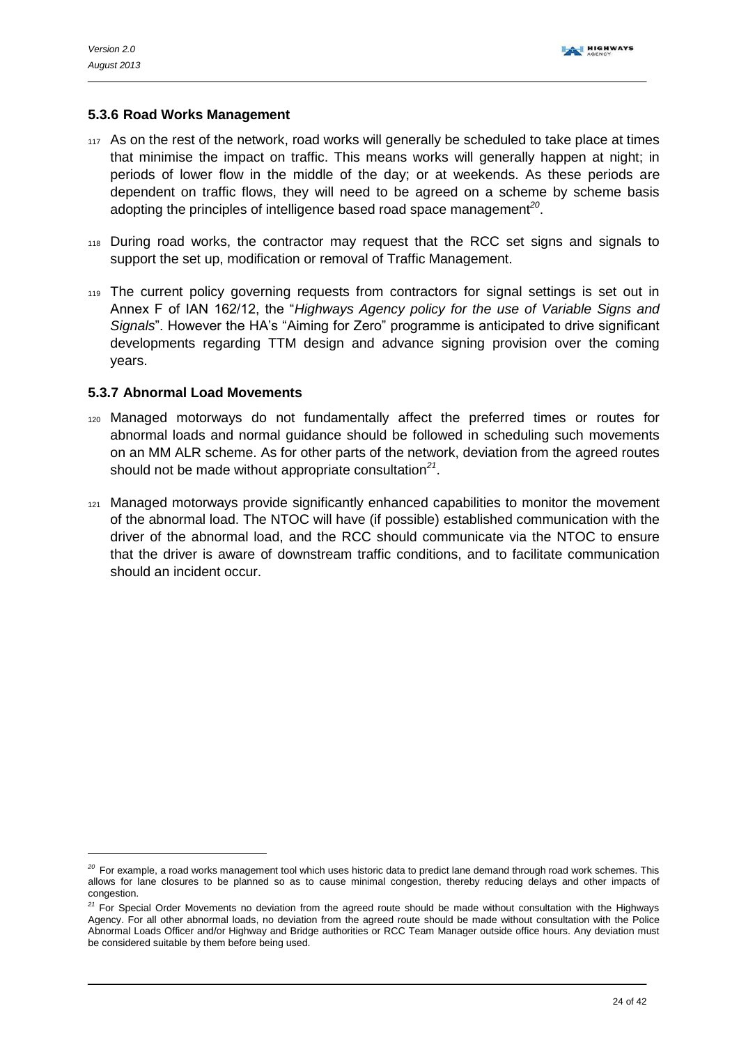### 5.3.6 Road Works Management

117 As on the rest of the network, road works will generally be scheduled to take place at times that minimise the impact on traffic. This means works will generally happen at night; in periods of lower flow in the middle of the day; or at weekends. As these periods are dependent on traffic flows, they will need to be agreed on a scheme by scheme basis adopting the principles of intelligence based road space management[20].

118 During road works, the contractor may request that the RCC set signs and signals to support the set up, modification or removal of Traffic Management.

119 The current policy governing requests from contractors for signal settings is set out in Annex F of IAN 162/12, the "*Highways Agency policy for the use of Variable Signs and Signals*". However the HA's "Aiming for Zero" programme is anticipated to drive significant developments regarding TTM design and advance signing provision over the coming years.

### 5.3.7 Abnormal Load Movements

120 Managed motorways do not fundamentally affect the preferred times or routes for abnormal loads and normal guidance should be followed in scheduling such movements on an MM ALR scheme. As for other parts of the network, deviation from the agreed routes should not be made without appropriate consultation[21].

121 Managed motorways provide significantly enhanced capabilities to monitor the movement of the abnormal load. The NTOC will have (if possible) established communication with the driver of the abnormal load, and the RCC should communicate via the NTOC to ensure that the driver is aware of downstream traffic conditions, and to facilitate communication should an incident occur.

---

[20] For example, a road works management tool which uses historic data to predict lane demand through road work schemes. This allows for lane closures to be planned so as to cause minimal congestion, thereby reducing delays and other impacts of congestion.

[21] For Special Order Movements no deviation from the agreed route should be made without consultation with the Highways Agency. For all other abnormal loads, no deviation from the agreed route should be made without consultation with the Police Abnormal Loads Officer and/or Highway and Bridge authorities or RCC Team Manager outside office hours. Any deviation must be considered suitable by them before being used.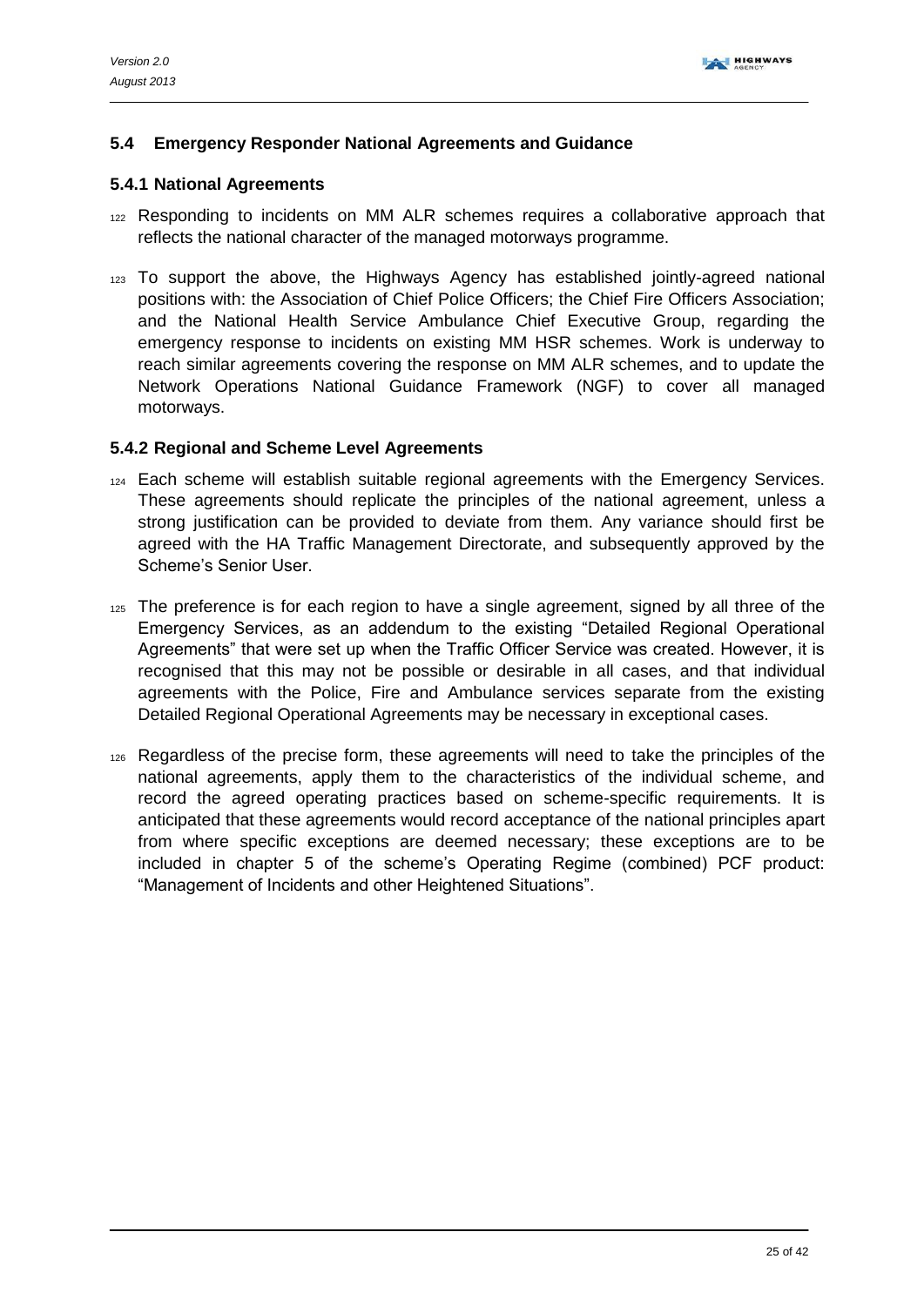## 5.4 Emergency Responder National Agreements and Guidance

### 5.4.1 National Agreements

122 Responding to incidents on MM ALR schemes requires a collaborative approach that reflects the national character of the managed motorways programme.

123 To support the above, the Highways Agency has established jointly-agreed national positions with: the Association of Chief Police Officers; the Chief Fire Officers Association; and the National Health Service Ambulance Chief Executive Group, regarding the emergency response to incidents on existing MM HSR schemes. Work is underway to reach similar agreements covering the response on MM ALR schemes, and to update the Network Operations National Guidance Framework (NGF) to cover all managed motorways.

### 5.4.2 Regional and Scheme Level Agreements

124 Each scheme will establish suitable regional agreements with the Emergency Services. These agreements should replicate the principles of the national agreement, unless a strong justification can be provided to deviate from them. Any variance should first be agreed with the HA Traffic Management Directorate, and subsequently approved by the Scheme's Senior User.

125 The preference is for each region to have a single agreement, signed by all three of the Emergency Services, as an addendum to the existing "Detailed Regional Operational Agreements" that were set up when the Traffic Officer Service was created. However, it is recognised that this may not be possible or desirable in all cases, and that individual agreements with the Police, Fire and Ambulance services separate from the existing Detailed Regional Operational Agreements may be necessary in exceptional cases.

126 Regardless of the precise form, these agreements will need to take the principles of the national agreements, apply them to the characteristics of the individual scheme, and record the agreed operating practices based on scheme-specific requirements. It is anticipated that these agreements would record acceptance of the national principles apart from where specific exceptions are deemed necessary; these exceptions are to be included in chapter 5 of the scheme's Operating Regime (combined) PCF product: "Management of Incidents and other Heightened Situations".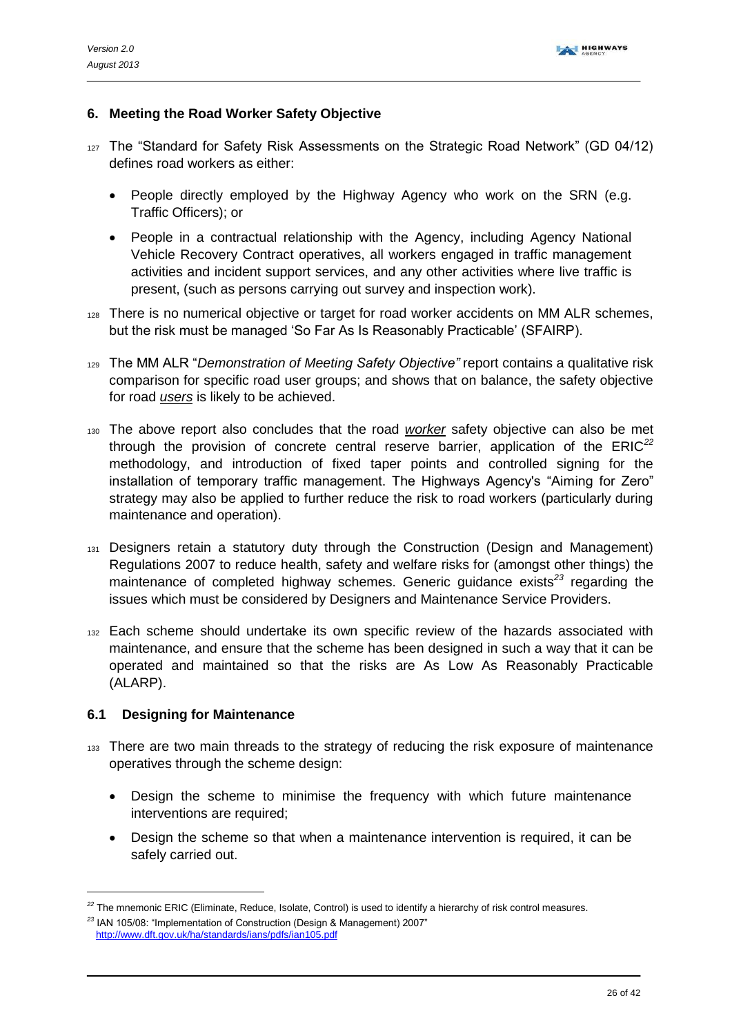## 6. Meeting the Road Worker Safety Objective

127 The "Standard for Safety Risk Assessments on the Strategic Road Network" (GD 04/12) defines road workers as either:

- People directly employed by the Highway Agency who work on the SRN (e.g. Traffic Officers); or
- People in a contractual relationship with the Agency, including Agency National Vehicle Recovery Contract operatives, all workers engaged in traffic management activities and incident support services, and any other activities where live traffic is present, (such as persons carrying out survey and inspection work).

128 There is no numerical objective or target for road worker accidents on MM ALR schemes, but the risk must be managed 'So Far As Is Reasonably Practicable' (SFAIRP).

129 The MM ALR "*Demonstration of Meeting Safety Objective"* report contains a qualitative risk comparison for specific road user groups; and shows that on balance, the safety objective for road *users* is likely to be achieved.

130 The above report also concludes that the road *worker* safety objective can also be met through the provision of concrete central reserve barrier, application of the ERIC[22] methodology, and introduction of fixed taper points and controlled signing for the installation of temporary traffic management. The Highways Agency's "Aiming for Zero" strategy may also be applied to further reduce the risk to road workers (particularly during maintenance and operation).

131 Designers retain a statutory duty through the Construction (Design and Management) Regulations 2007 to reduce health, safety and welfare risks for (amongst other things) the maintenance of completed highway schemes. Generic guidance exists[23] regarding the issues which must be considered by Designers and Maintenance Service Providers.

132 Each scheme should undertake its own specific review of the hazards associated with maintenance, and ensure that the scheme has been designed in such a way that it can be operated and maintained so that the risks are As Low As Reasonably Practicable (ALARP).

### 6.1 Designing for Maintenance

133 There are two main threads to the strategy of reducing the risk exposure of maintenance operatives through the scheme design:

- Design the scheme to minimise the frequency with which future maintenance interventions are required;
- Design the scheme so that when a maintenance intervention is required, it can be safely carried out.

---

[22] The mnemonic ERIC (Eliminate, Reduce, Isolate, Control) is used to identify a hierarchy of risk control measures.

[23] IAN 105/08: "Implementation of Construction (Design & Management) 2007" http://www.dft.gov.uk/ha/standards/ians/pdfs/ian105.pdf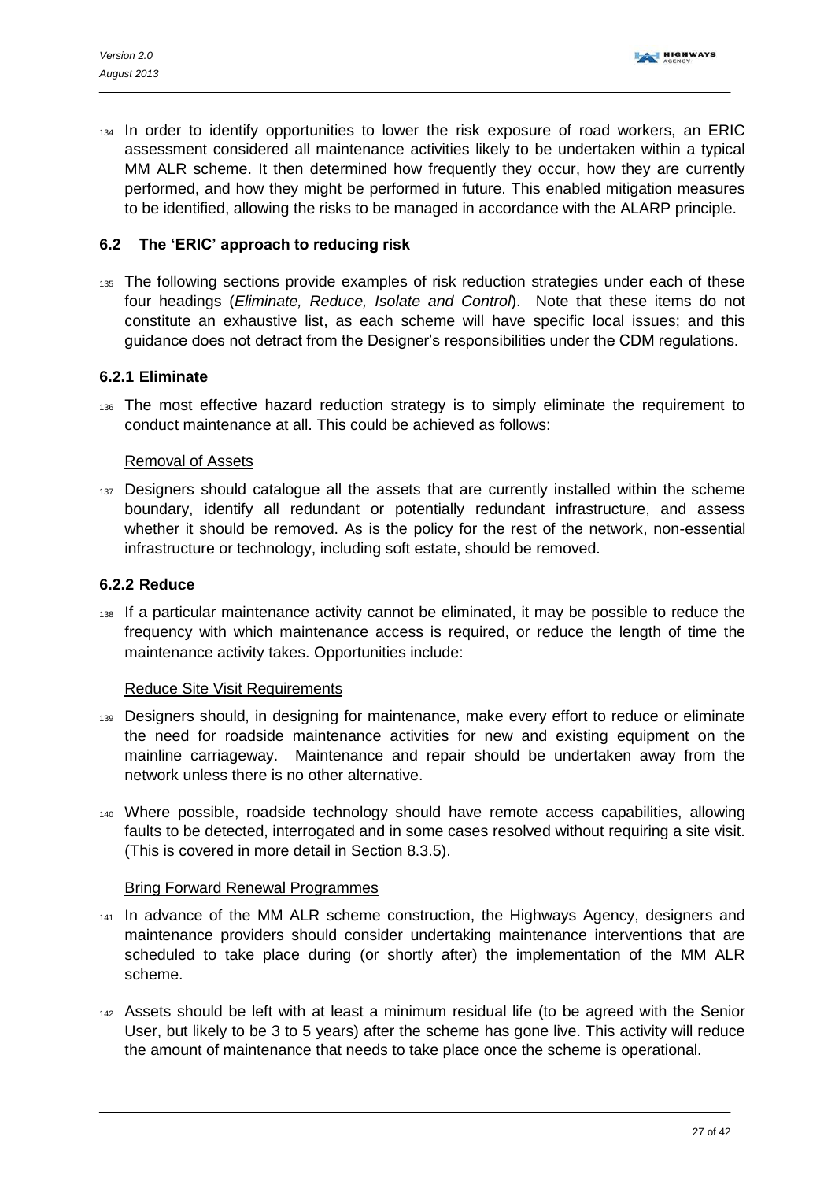134 In order to identify opportunities to lower the risk exposure of road workers, an ERIC assessment considered all maintenance activities likely to be undertaken within a typical MM ALR scheme. It then determined how frequently they occur, how they are currently performed, and how they might be performed in future. This enabled mitigation measures to be identified, allowing the risks to be managed in accordance with the ALARP principle.

## 6.2 The 'ERIC' approach to reducing risk

135 The following sections provide examples of risk reduction strategies under each of these four headings (*Eliminate, Reduce, Isolate and Control*). Note that these items do not constitute an exhaustive list, as each scheme will have specific local issues; and this guidance does not detract from the Designer's responsibilities under the CDM regulations.

### 6.2.1 Eliminate

136 The most effective hazard reduction strategy is to simply eliminate the requirement to conduct maintenance at all. This could be achieved as follows:

<u>Removal of Assets</u>

137 Designers should catalogue all the assets that are currently installed within the scheme boundary, identify all redundant or potentially redundant infrastructure, and assess whether it should be removed. As is the policy for the rest of the network, non-essential infrastructure or technology, including soft estate, should be removed.

### 6.2.2 Reduce

138 If a particular maintenance activity cannot be eliminated, it may be possible to reduce the frequency with which maintenance access is required, or reduce the length of time the maintenance activity takes. Opportunities include:

<u>Reduce Site Visit Requirements</u>

139 Designers should, in designing for maintenance, make every effort to reduce or eliminate the need for roadside maintenance activities for new and existing equipment on the mainline carriageway. Maintenance and repair should be undertaken away from the network unless there is no other alternative.

140 Where possible, roadside technology should have remote access capabilities, allowing faults to be detected, interrogated and in some cases resolved without requiring a site visit. (This is covered in more detail in Section 8.3.5).

<u>Bring Forward Renewal Programmes</u>

141 In advance of the MM ALR scheme construction, the Highways Agency, designers and maintenance providers should consider undertaking maintenance interventions that are scheduled to take place during (or shortly after) the implementation of the MM ALR scheme.

142 Assets should be left with at least a minimum residual life (to be agreed with the Senior User, but likely to be 3 to 5 years) after the scheme has gone live. This activity will reduce the amount of maintenance that needs to take place once the scheme is operational.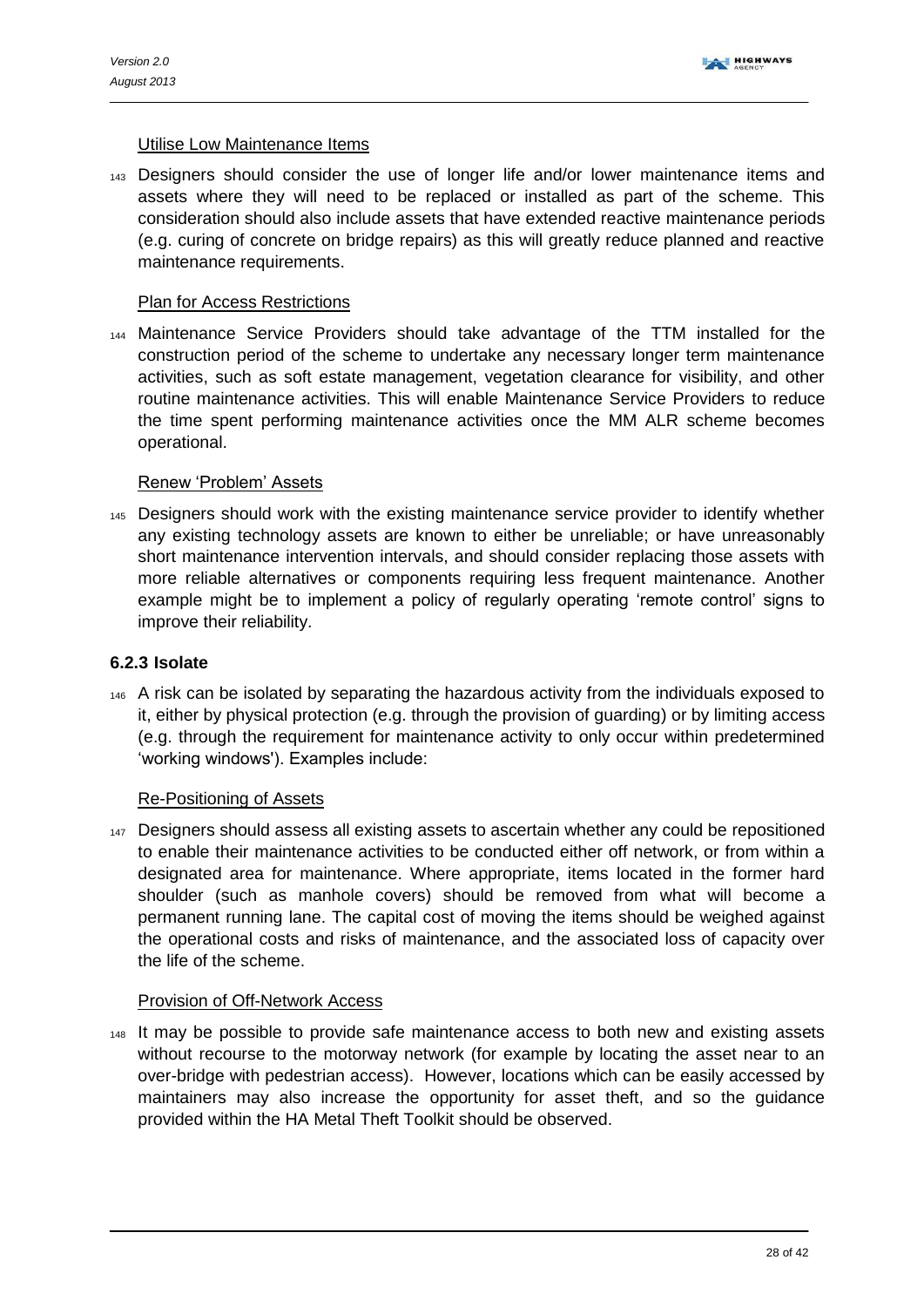Utilise Low Maintenance Items

143 Designers should consider the use of longer life and/or lower maintenance items and assets where they will need to be replaced or installed as part of the scheme. This consideration should also include assets that have extended reactive maintenance periods (e.g. curing of concrete on bridge repairs) as this will greatly reduce planned and reactive maintenance requirements.

Plan for Access Restrictions

144 Maintenance Service Providers should take advantage of the TTM installed for the construction period of the scheme to undertake any necessary longer term maintenance activities, such as soft estate management, vegetation clearance for visibility, and other routine maintenance activities. This will enable Maintenance Service Providers to reduce the time spent performing maintenance activities once the MM ALR scheme becomes operational.

Renew 'Problem' Assets

145 Designers should work with the existing maintenance service provider to identify whether any existing technology assets are known to either be unreliable; or have unreasonably short maintenance intervention intervals, and should consider replacing those assets with more reliable alternatives or components requiring less frequent maintenance. Another example might be to implement a policy of regularly operating 'remote control' signs to improve their reliability.

### 6.2.3 Isolate

146 A risk can be isolated by separating the hazardous activity from the individuals exposed to it, either by physical protection (e.g. through the provision of guarding) or by limiting access (e.g. through the requirement for maintenance activity to only occur within predetermined 'working windows'). Examples include:

Re-Positioning of Assets

147 Designers should assess all existing assets to ascertain whether any could be repositioned to enable their maintenance activities to be conducted either off network, or from within a designated area for maintenance. Where appropriate, items located in the former hard shoulder (such as manhole covers) should be removed from what will become a permanent running lane. The capital cost of moving the items should be weighed against the operational costs and risks of maintenance, and the associated loss of capacity over the life of the scheme.

Provision of Off-Network Access

148 It may be possible to provide safe maintenance access to both new and existing assets without recourse to the motorway network (for example by locating the asset near to an over-bridge with pedestrian access). However, locations which can be easily accessed by maintainers may also increase the opportunity for asset theft, and so the guidance provided within the HA Metal Theft Toolkit should be observed.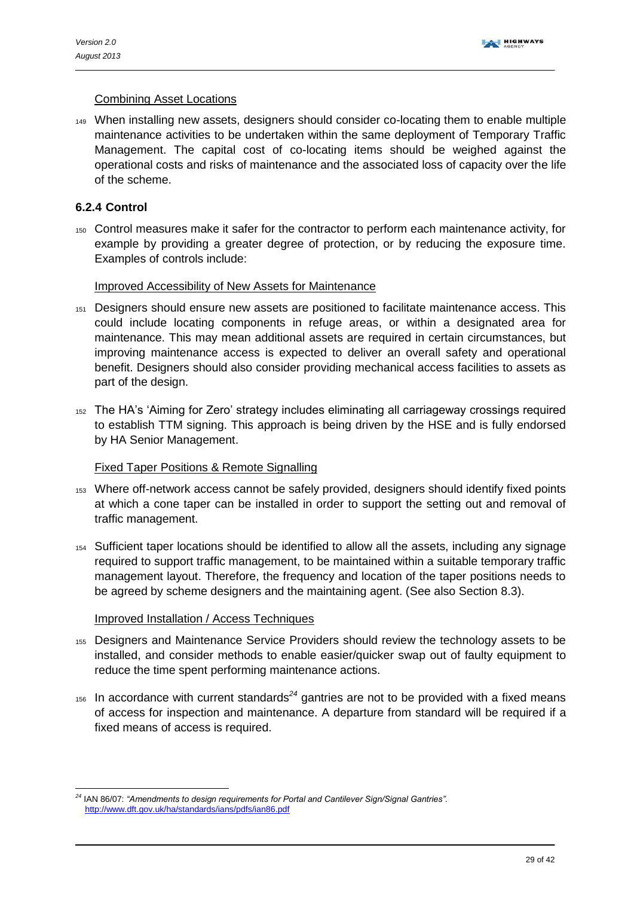Combining Asset Locations

149 When installing new assets, designers should consider co-locating them to enable multiple maintenance activities to be undertaken within the same deployment of Temporary Traffic Management. The capital cost of co-locating items should be weighed against the operational costs and risks of maintenance and the associated loss of capacity over the life of the scheme.

### 6.2.4 Control

150 Control measures make it safer for the contractor to perform each maintenance activity, for example by providing a greater degree of protection, or by reducing the exposure time. Examples of controls include:

Improved Accessibility of New Assets for Maintenance

151 Designers should ensure new assets are positioned to facilitate maintenance access. This could include locating components in refuge areas, or within a designated area for maintenance. This may mean additional assets are required in certain circumstances, but improving maintenance access is expected to deliver an overall safety and operational benefit. Designers should also consider providing mechanical access facilities to assets as part of the design.

152 The HA's 'Aiming for Zero' strategy includes eliminating all carriageway crossings required to establish TTM signing. This approach is being driven by the HSE and is fully endorsed by HA Senior Management.

Fixed Taper Positions & Remote Signalling

153 Where off-network access cannot be safely provided, designers should identify fixed points at which a cone taper can be installed in order to support the setting out and removal of traffic management.

154 Sufficient taper locations should be identified to allow all the assets, including any signage required to support traffic management, to be maintained within a suitable temporary traffic management layout. Therefore, the frequency and location of the taper positions needs to be agreed by scheme designers and the maintaining agent. (See also Section 8.3).

Improved Installation / Access Techniques

155 Designers and Maintenance Service Providers should review the technology assets to be installed, and consider methods to enable easier/quicker swap out of faulty equipment to reduce the time spent performing maintenance actions.

156 In accordance with current standards[24] gantries are not to be provided with a fixed means of access for inspection and maintenance. A departure from standard will be required if a fixed means of access is required.

---

[24] IAN 86/07: *"Amendments to design requirements for Portal and Cantilever Sign/Signal Gantries"*. http://www.dft.gov.uk/ha/standards/ians/pdfs/ian86.pdf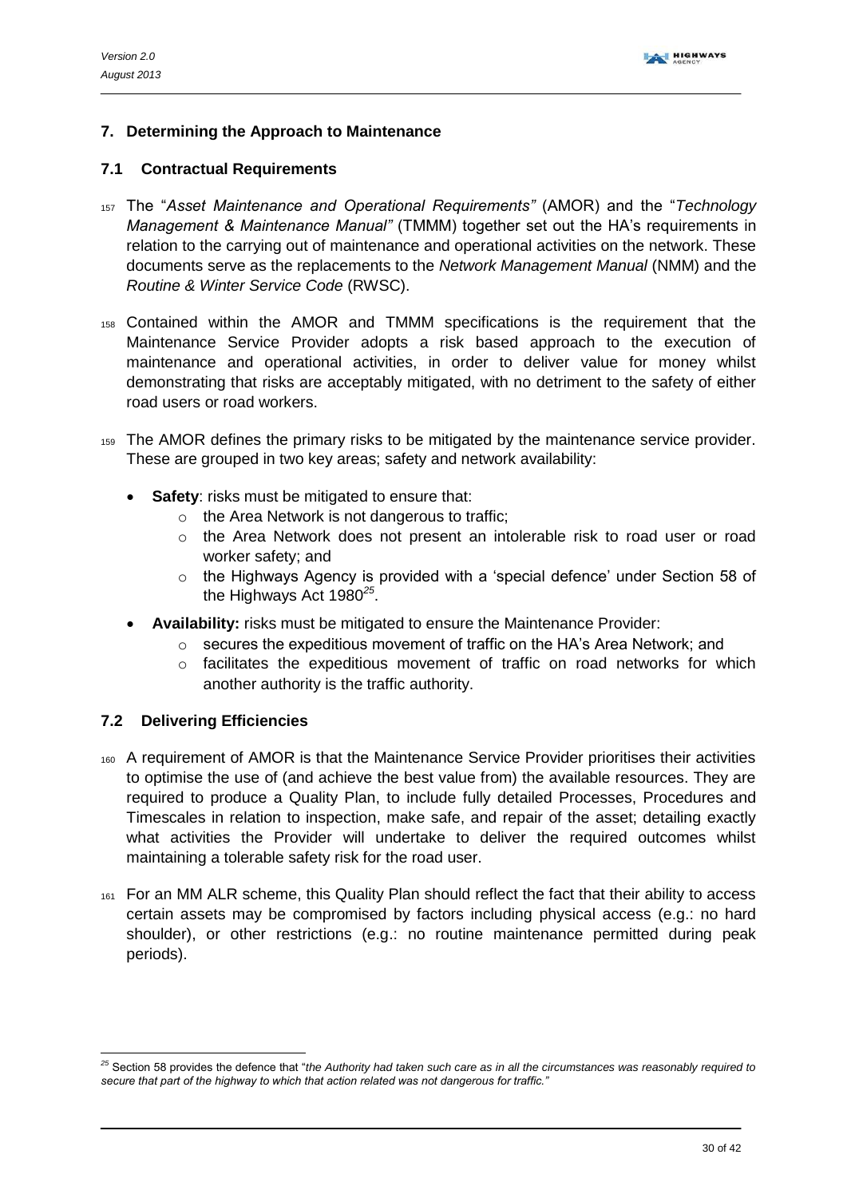## 7. Determining the Approach to Maintenance

### 7.1 Contractual Requirements

157 The "*Asset Maintenance and Operational Requirements"* (AMOR) and the "*Technology Management & Maintenance Manual"* (TMMM) together set out the HA's requirements in relation to the carrying out of maintenance and operational activities on the network. These documents serve as the replacements to the *Network Management Manual* (NMM) and the *Routine & Winter Service Code* (RWSC).

158 Contained within the AMOR and TMMM specifications is the requirement that the Maintenance Service Provider adopts a risk based approach to the execution of maintenance and operational activities, in order to deliver value for money whilst demonstrating that risks are acceptably mitigated, with no detriment to the safety of either road users or road workers.

159 The AMOR defines the primary risks to be mitigated by the maintenance service provider. These are grouped in two key areas; safety and network availability:

- **Safety**: risks must be mitigated to ensure that:
  - the Area Network is not dangerous to traffic;
  - the Area Network does not present an intolerable risk to road user or road worker safety; and
  - the Highways Agency is provided with a 'special defence' under Section 58 of the Highways Act 1980[25].
- **Availability:** risks must be mitigated to ensure the Maintenance Provider:
  - secures the expeditious movement of traffic on the HA's Area Network; and
  - facilitates the expeditious movement of traffic on road networks for which another authority is the traffic authority.

### 7.2 Delivering Efficiencies

160 A requirement of AMOR is that the Maintenance Service Provider prioritises their activities to optimise the use of (and achieve the best value from) the available resources. They are required to produce a Quality Plan, to include fully detailed Processes, Procedures and Timescales in relation to inspection, make safe, and repair of the asset; detailing exactly what activities the Provider will undertake to deliver the required outcomes whilst maintaining a tolerable safety risk for the road user.

161 For an MM ALR scheme, this Quality Plan should reflect the fact that their ability to access certain assets may be compromised by factors including physical access (e.g.: no hard shoulder), or other restrictions (e.g.: no routine maintenance permitted during peak periods).

---

[25] Section 58 provides the defence that "*the Authority had taken such care as in all the circumstances was reasonably required to secure that part of the highway to which that action related was not dangerous for traffic."*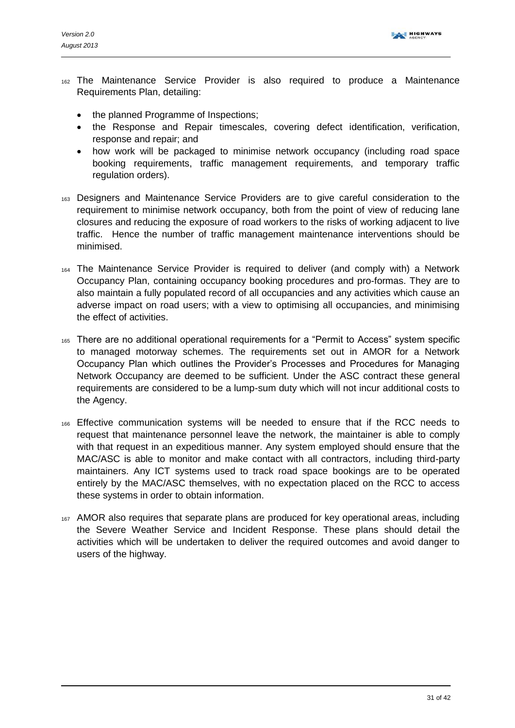162 The Maintenance Service Provider is also required to produce a Maintenance Requirements Plan, detailing:

- the planned Programme of Inspections;
- the Response and Repair timescales, covering defect identification, verification, response and repair; and
- how work will be packaged to minimise network occupancy (including road space booking requirements, traffic management requirements, and temporary traffic regulation orders).

163 Designers and Maintenance Service Providers are to give careful consideration to the requirement to minimise network occupancy, both from the point of view of reducing lane closures and reducing the exposure of road workers to the risks of working adjacent to live traffic. Hence the number of traffic management maintenance interventions should be minimised.

164 The Maintenance Service Provider is required to deliver (and comply with) a Network Occupancy Plan, containing occupancy booking procedures and pro-formas. They are to also maintain a fully populated record of all occupancies and any activities which cause an adverse impact on road users; with a view to optimising all occupancies, and minimising the effect of activities.

165 There are no additional operational requirements for a "Permit to Access" system specific to managed motorway schemes. The requirements set out in AMOR for a Network Occupancy Plan which outlines the Provider's Processes and Procedures for Managing Network Occupancy are deemed to be sufficient. Under the ASC contract these general requirements are considered to be a lump-sum duty which will not incur additional costs to the Agency.

166 Effective communication systems will be needed to ensure that if the RCC needs to request that maintenance personnel leave the network, the maintainer is able to comply with that request in an expeditious manner. Any system employed should ensure that the MAC/ASC is able to monitor and make contact with all contractors, including third-party maintainers. Any ICT systems used to track road space bookings are to be operated entirely by the MAC/ASC themselves, with no expectation placed on the RCC to access these systems in order to obtain information.

167 AMOR also requires that separate plans are produced for key operational areas, including the Severe Weather Service and Incident Response. These plans should detail the activities which will be undertaken to deliver the required outcomes and avoid danger to users of the highway.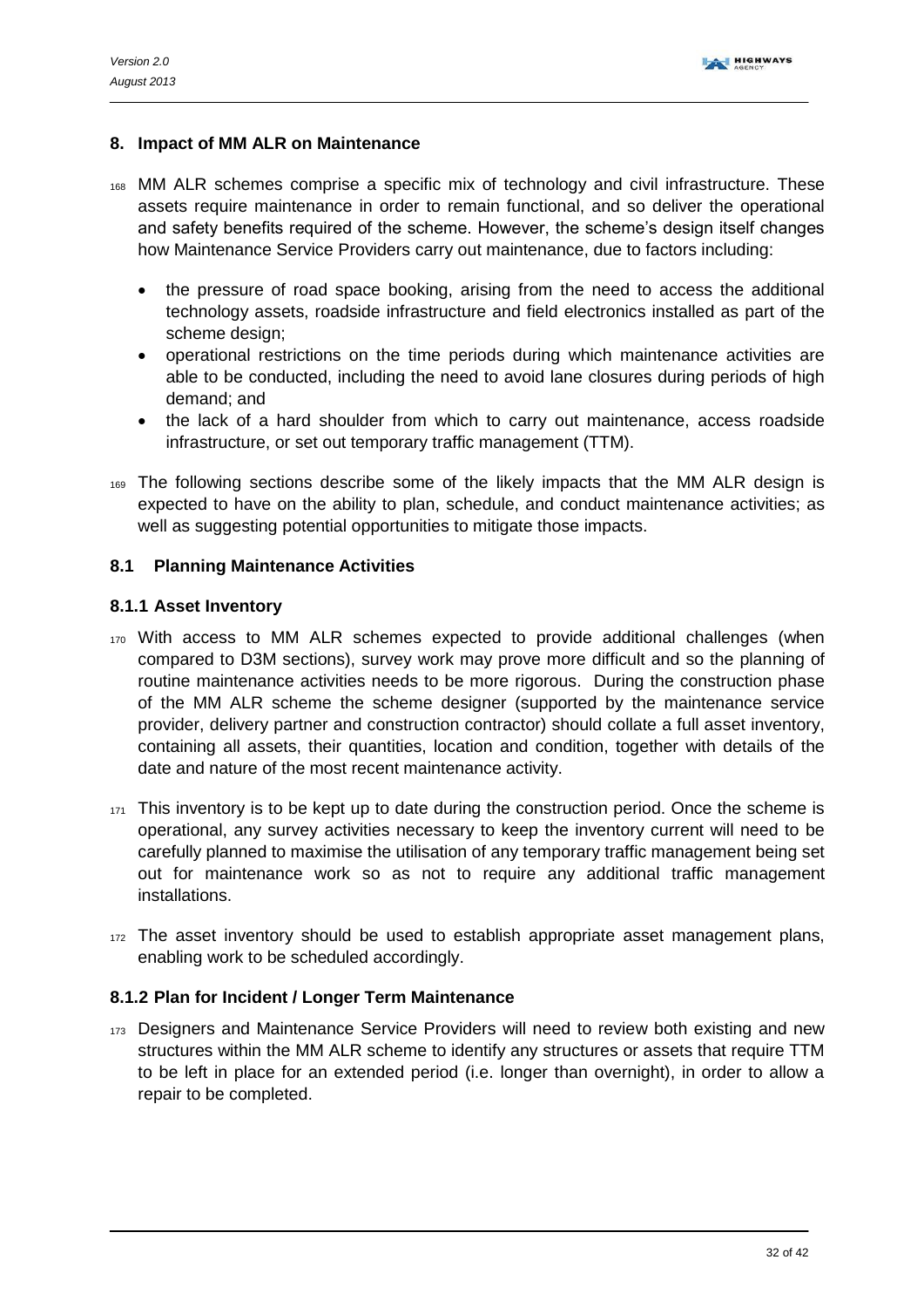## 8. Impact of MM ALR on Maintenance

168 MM ALR schemes comprise a specific mix of technology and civil infrastructure. These assets require maintenance in order to remain functional, and so deliver the operational and safety benefits required of the scheme. However, the scheme's design itself changes how Maintenance Service Providers carry out maintenance, due to factors including:

- the pressure of road space booking, arising from the need to access the additional technology assets, roadside infrastructure and field electronics installed as part of the scheme design;
- operational restrictions on the time periods during which maintenance activities are able to be conducted, including the need to avoid lane closures during periods of high demand; and
- the lack of a hard shoulder from which to carry out maintenance, access roadside infrastructure, or set out temporary traffic management (TTM).

169 The following sections describe some of the likely impacts that the MM ALR design is expected to have on the ability to plan, schedule, and conduct maintenance activities; as well as suggesting potential opportunities to mitigate those impacts.

### 8.1 Planning Maintenance Activities

#### 8.1.1 Asset Inventory

170 With access to MM ALR schemes expected to provide additional challenges (when compared to D3M sections), survey work may prove more difficult and so the planning of routine maintenance activities needs to be more rigorous. During the construction phase of the MM ALR scheme the scheme designer (supported by the maintenance service provider, delivery partner and construction contractor) should collate a full asset inventory, containing all assets, their quantities, location and condition, together with details of the date and nature of the most recent maintenance activity.

171 This inventory is to be kept up to date during the construction period. Once the scheme is operational, any survey activities necessary to keep the inventory current will need to be carefully planned to maximise the utilisation of any temporary traffic management being set out for maintenance work so as not to require any additional traffic management installations.

172 The asset inventory should be used to establish appropriate asset management plans, enabling work to be scheduled accordingly.

#### 8.1.2 Plan for Incident / Longer Term Maintenance

173 Designers and Maintenance Service Providers will need to review both existing and new structures within the MM ALR scheme to identify any structures or assets that require TTM to be left in place for an extended period (i.e. longer than overnight), in order to allow a repair to be completed.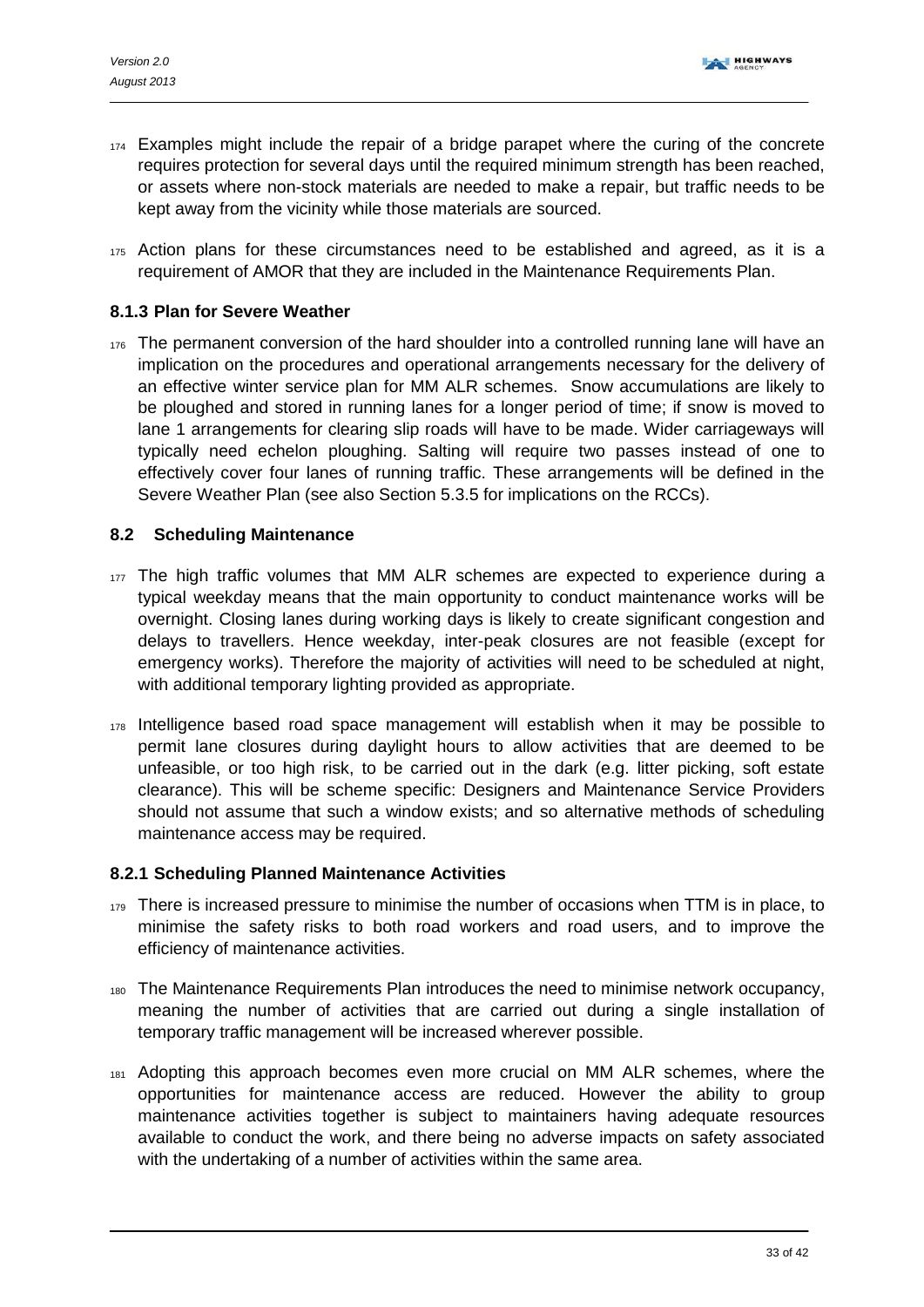174 Examples might include the repair of a bridge parapet where the curing of the concrete requires protection for several days until the required minimum strength has been reached, or assets where non-stock materials are needed to make a repair, but traffic needs to be kept away from the vicinity while those materials are sourced.

175 Action plans for these circumstances need to be established and agreed, as it is a requirement of AMOR that they are included in the Maintenance Requirements Plan.

### 8.1.3 Plan for Severe Weather

176 The permanent conversion of the hard shoulder into a controlled running lane will have an implication on the procedures and operational arrangements necessary for the delivery of an effective winter service plan for MM ALR schemes. Snow accumulations are likely to be ploughed and stored in running lanes for a longer period of time; if snow is moved to lane 1 arrangements for clearing slip roads will have to be made. Wider carriageways will typically need echelon ploughing. Salting will require two passes instead of one to effectively cover four lanes of running traffic. These arrangements will be defined in the Severe Weather Plan (see also Section 5.3.5 for implications on the RCCs).

## 8.2 Scheduling Maintenance

177 The high traffic volumes that MM ALR schemes are expected to experience during a typical weekday means that the main opportunity to conduct maintenance works will be overnight. Closing lanes during working days is likely to create significant congestion and delays to travellers. Hence weekday, inter-peak closures are not feasible (except for emergency works). Therefore the majority of activities will need to be scheduled at night, with additional temporary lighting provided as appropriate.

178 Intelligence based road space management will establish when it may be possible to permit lane closures during daylight hours to allow activities that are deemed to be unfeasible, or too high risk, to be carried out in the dark (e.g. litter picking, soft estate clearance). This will be scheme specific: Designers and Maintenance Service Providers should not assume that such a window exists; and so alternative methods of scheduling maintenance access may be required.

### 8.2.1 Scheduling Planned Maintenance Activities

179 There is increased pressure to minimise the number of occasions when TTM is in place, to minimise the safety risks to both road workers and road users, and to improve the efficiency of maintenance activities.

180 The Maintenance Requirements Plan introduces the need to minimise network occupancy, meaning the number of activities that are carried out during a single installation of temporary traffic management will be increased wherever possible.

181 Adopting this approach becomes even more crucial on MM ALR schemes, where the opportunities for maintenance access are reduced. However the ability to group maintenance activities together is subject to maintainers having adequate resources available to conduct the work, and there being no adverse impacts on safety associated with the undertaking of a number of activities within the same area.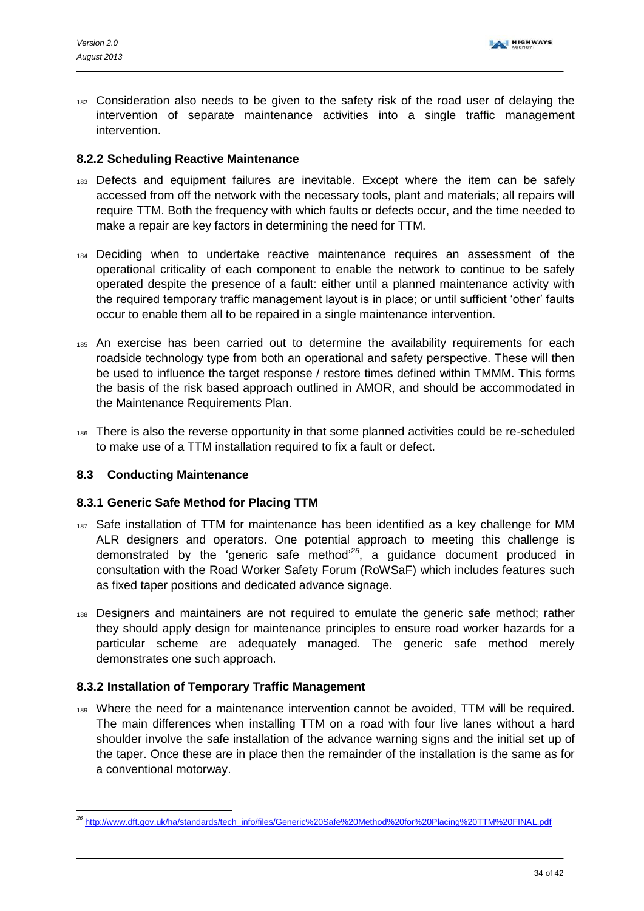182 Consideration also needs to be given to the safety risk of the road user of delaying the intervention of separate maintenance activities into a single traffic management intervention.

### 8.2.2 Scheduling Reactive Maintenance

183 Defects and equipment failures are inevitable. Except where the item can be safely accessed from off the network with the necessary tools, plant and materials; all repairs will require TTM. Both the frequency with which faults or defects occur, and the time needed to make a repair are key factors in determining the need for TTM.

184 Deciding when to undertake reactive maintenance requires an assessment of the operational criticality of each component to enable the network to continue to be safely operated despite the presence of a fault: either until a planned maintenance activity with the required temporary traffic management layout is in place; or until sufficient 'other' faults occur to enable them all to be repaired in a single maintenance intervention.

185 An exercise has been carried out to determine the availability requirements for each roadside technology type from both an operational and safety perspective. These will then be used to influence the target response / restore times defined within TMMM. This forms the basis of the risk based approach outlined in AMOR, and should be accommodated in the Maintenance Requirements Plan.

186 There is also the reverse opportunity in that some planned activities could be re-scheduled to make use of a TTM installation required to fix a fault or defect.

## 8.3 Conducting Maintenance

### 8.3.1 Generic Safe Method for Placing TTM

187 Safe installation of TTM for maintenance has been identified as a key challenge for MM ALR designers and operators. One potential approach to meeting this challenge is demonstrated by the 'generic safe method'[26], a guidance document produced in consultation with the Road Worker Safety Forum (RoWSaF) which includes features such as fixed taper positions and dedicated advance signage.

188 Designers and maintainers are not required to emulate the generic safe method; rather they should apply design for maintenance principles to ensure road worker hazards for a particular scheme are adequately managed. The generic safe method merely demonstrates one such approach.

### 8.3.2 Installation of Temporary Traffic Management

189 Where the need for a maintenance intervention cannot be avoided, TTM will be required. The main differences when installing TTM on a road with four live lanes without a hard shoulder involve the safe installation of the advance warning signs and the initial set up of the taper. Once these are in place then the remainder of the installation is the same as for a conventional motorway.

---

[26] http://www.dft.gov.uk/ha/standards/tech_info/files/Generic%20Safe%20Method%20for%20Placing%20TTM%20FINAL.pdf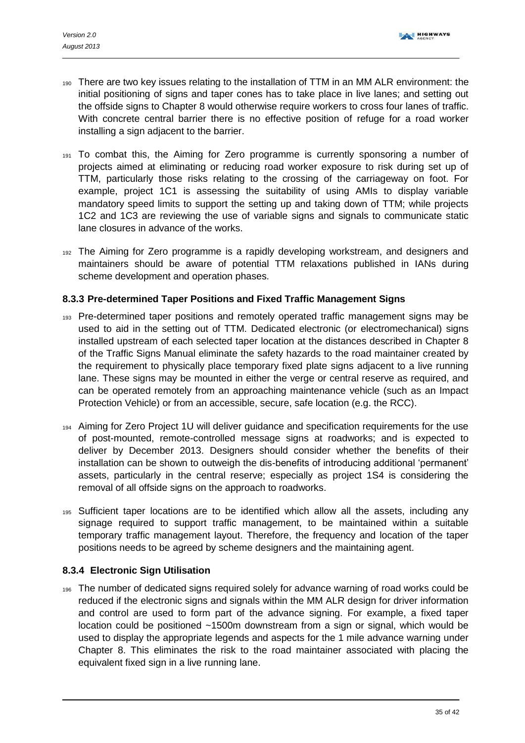190 There are two key issues relating to the installation of TTM in an MM ALR environment: the initial positioning of signs and taper cones has to take place in live lanes; and setting out the offside signs to Chapter 8 would otherwise require workers to cross four lanes of traffic. With concrete central barrier there is no effective position of refuge for a road worker installing a sign adjacent to the barrier.

191 To combat this, the Aiming for Zero programme is currently sponsoring a number of projects aimed at eliminating or reducing road worker exposure to risk during set up of TTM, particularly those risks relating to the crossing of the carriageway on foot. For example, project 1C1 is assessing the suitability of using AMIs to display variable mandatory speed limits to support the setting up and taking down of TTM; while projects 1C2 and 1C3 are reviewing the use of variable signs and signals to communicate static lane closures in advance of the works.

192 The Aiming for Zero programme is a rapidly developing workstream, and designers and maintainers should be aware of potential TTM relaxations published in IANs during scheme development and operation phases.

### 8.3.3 Pre-determined Taper Positions and Fixed Traffic Management Signs

193 Pre-determined taper positions and remotely operated traffic management signs may be used to aid in the setting out of TTM. Dedicated electronic (or electromechanical) signs installed upstream of each selected taper location at the distances described in Chapter 8 of the Traffic Signs Manual eliminate the safety hazards to the road maintainer created by the requirement to physically place temporary fixed plate signs adjacent to a live running lane. These signs may be mounted in either the verge or central reserve as required, and can be operated remotely from an approaching maintenance vehicle (such as an Impact Protection Vehicle) or from an accessible, secure, safe location (e.g. the RCC).

194 Aiming for Zero Project 1U will deliver guidance and specification requirements for the use of post-mounted, remote-controlled message signs at roadworks; and is expected to deliver by December 2013. Designers should consider whether the benefits of their installation can be shown to outweigh the dis-benefits of introducing additional 'permanent' assets, particularly in the central reserve; especially as project 1S4 is considering the removal of all offside signs on the approach to roadworks.

195 Sufficient taper locations are to be identified which allow all the assets, including any signage required to support traffic management, to be maintained within a suitable temporary traffic management layout. Therefore, the frequency and location of the taper positions needs to be agreed by scheme designers and the maintaining agent.

### 8.3.4 Electronic Sign Utilisation

196 The number of dedicated signs required solely for advance warning of road works could be reduced if the electronic signs and signals within the MM ALR design for driver information and control are used to form part of the advance signing. For example, a fixed taper location could be positioned ~1500m downstream from a sign or signal, which would be used to display the appropriate legends and aspects for the 1 mile advance warning under Chapter 8. This eliminates the risk to the road maintainer associated with placing the equivalent fixed sign in a live running lane.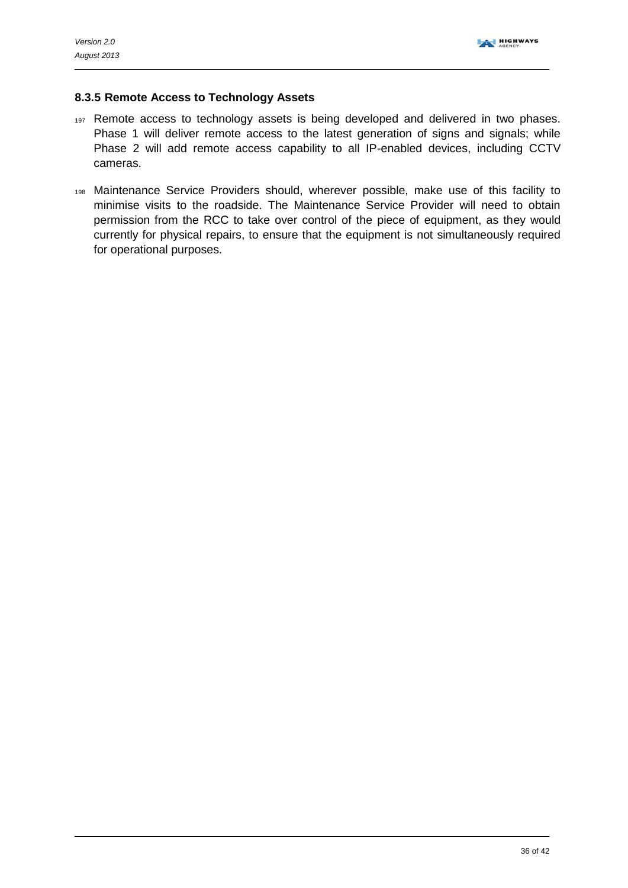### 8.3.5 Remote Access to Technology Assets

197 Remote access to technology assets is being developed and delivered in two phases. Phase 1 will deliver remote access to the latest generation of signs and signals; while Phase 2 will add remote access capability to all IP-enabled devices, including CCTV cameras.

198 Maintenance Service Providers should, wherever possible, make use of this facility to minimise visits to the roadside. The Maintenance Service Provider will need to obtain permission from the RCC to take over control of the piece of equipment, as they would currently for physical repairs, to ensure that the equipment is not simultaneously required for operational purposes.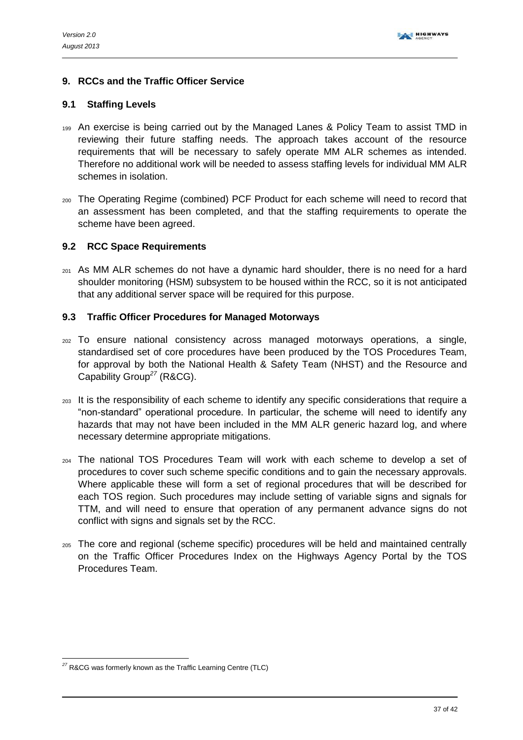## 9. RCCs and the Traffic Officer Service

### 9.1 Staffing Levels

199 An exercise is being carried out by the Managed Lanes & Policy Team to assist TMD in reviewing their future staffing needs. The approach takes account of the resource requirements that will be necessary to safely operate MM ALR schemes as intended. Therefore no additional work will be needed to assess staffing levels for individual MM ALR schemes in isolation.

200 The Operating Regime (combined) PCF Product for each scheme will need to record that an assessment has been completed, and that the staffing requirements to operate the scheme have been agreed.

### 9.2 RCC Space Requirements

201 As MM ALR schemes do not have a dynamic hard shoulder, there is no need for a hard shoulder monitoring (HSM) subsystem to be housed within the RCC, so it is not anticipated that any additional server space will be required for this purpose.

### 9.3 Traffic Officer Procedures for Managed Motorways

202 To ensure national consistency across managed motorways operations, a single, standardised set of core procedures have been produced by the TOS Procedures Team, for approval by both the National Health & Safety Team (NHST) and the Resource and Capability Group[27] (R&CG).

203 It is the responsibility of each scheme to identify any specific considerations that require a "non-standard" operational procedure. In particular, the scheme will need to identify any hazards that may not have been included in the MM ALR generic hazard log, and where necessary determine appropriate mitigations.

204 The national TOS Procedures Team will work with each scheme to develop a set of procedures to cover such scheme specific conditions and to gain the necessary approvals. Where applicable these will form a set of regional procedures that will be described for each TOS region. Such procedures may include setting of variable signs and signals for TTM, and will need to ensure that operation of any permanent advance signs do not conflict with signs and signals set by the RCC.

205 The core and regional (scheme specific) procedures will be held and maintained centrally on the Traffic Officer Procedures Index on the Highways Agency Portal by the TOS Procedures Team.

---

[27] R&CG was formerly known as the Traffic Learning Centre (TLC)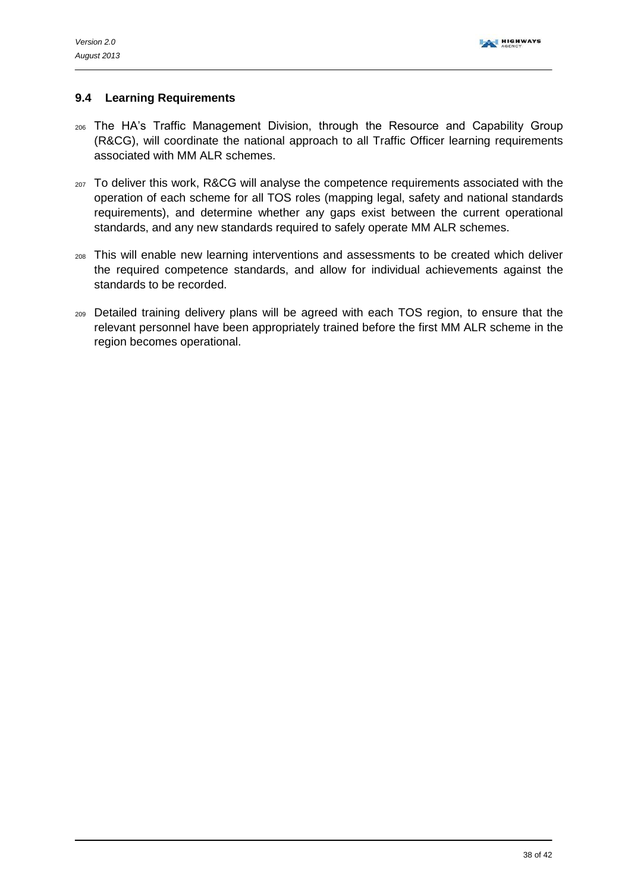## 9.4 Learning Requirements

206 The HA's Traffic Management Division, through the Resource and Capability Group (R&CG), will coordinate the national approach to all Traffic Officer learning requirements associated with MM ALR schemes.

207 To deliver this work, R&CG will analyse the competence requirements associated with the operation of each scheme for all TOS roles (mapping legal, safety and national standards requirements), and determine whether any gaps exist between the current operational standards, and any new standards required to safely operate MM ALR schemes.

208 This will enable new learning interventions and assessments to be created which deliver the required competence standards, and allow for individual achievements against the standards to be recorded.

209 Detailed training delivery plans will be agreed with each TOS region, to ensure that the relevant personnel have been appropriately trained before the first MM ALR scheme in the region becomes operational.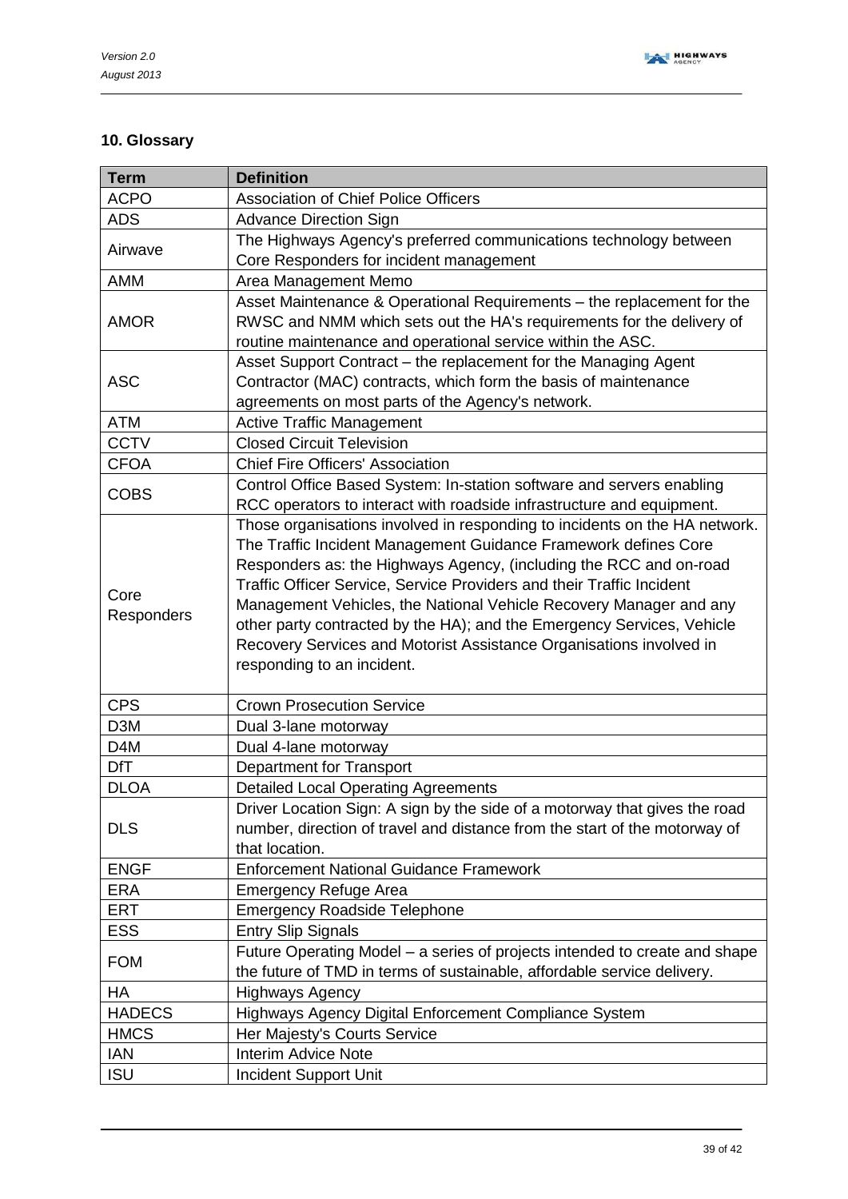## 10. Glossary

| Term | Definition |
|---|---|
| ACPO | Association of Chief Police Officers |
| ADS | Advance Direction Sign |
| Airwave | The Highways Agency's preferred communications technology between Core Responders for incident management |
| AMM | Area Management Memo |
| AMOR | Asset Maintenance & Operational Requirements – the replacement for the RWSC and NMM which sets out the HA's requirements for the delivery of routine maintenance and operational service within the ASC. |
| ASC | Asset Support Contract – the replacement for the Managing Agent Contractor (MAC) contracts, which form the basis of maintenance agreements on most parts of the Agency's network. |
| ATM | Active Traffic Management |
| CCTV | Closed Circuit Television |
| CFOA | Chief Fire Officers' Association |
| COBS | Control Office Based System: In-station software and servers enabling RCC operators to interact with roadside infrastructure and equipment. |
| Core Responders | Those organisations involved in responding to incidents on the HA network. The Traffic Incident Management Guidance Framework defines Core Responders as: the Highways Agency, (including the RCC and on-road Traffic Officer Service, Service Providers and their Traffic Incident Management Vehicles, the National Vehicle Recovery Manager and any other party contracted by the HA); and the Emergency Services, Vehicle Recovery Services and Motorist Assistance Organisations involved in responding to an incident. |
| CPS | Crown Prosecution Service |
| D3M | Dual 3-lane motorway |
| D4M | Dual 4-lane motorway |
| DfT | Department for Transport |
| DLOA | Detailed Local Operating Agreements |
| DLS | Driver Location Sign: A sign by the side of a motorway that gives the road number, direction of travel and distance from the start of the motorway of that location. |
| ENGF | Enforcement National Guidance Framework |
| ERA | Emergency Refuge Area |
| ERT | Emergency Roadside Telephone |
| ESS | Entry Slip Signals |
| FOM | Future Operating Model – a series of projects intended to create and shape the future of TMD in terms of sustainable, affordable service delivery. |
| HA | Highways Agency |
| HADECS | Highways Agency Digital Enforcement Compliance System |
| HMCS | Her Majesty's Courts Service |
| IAN | Interim Advice Note |
| ISU | Incident Support Unit |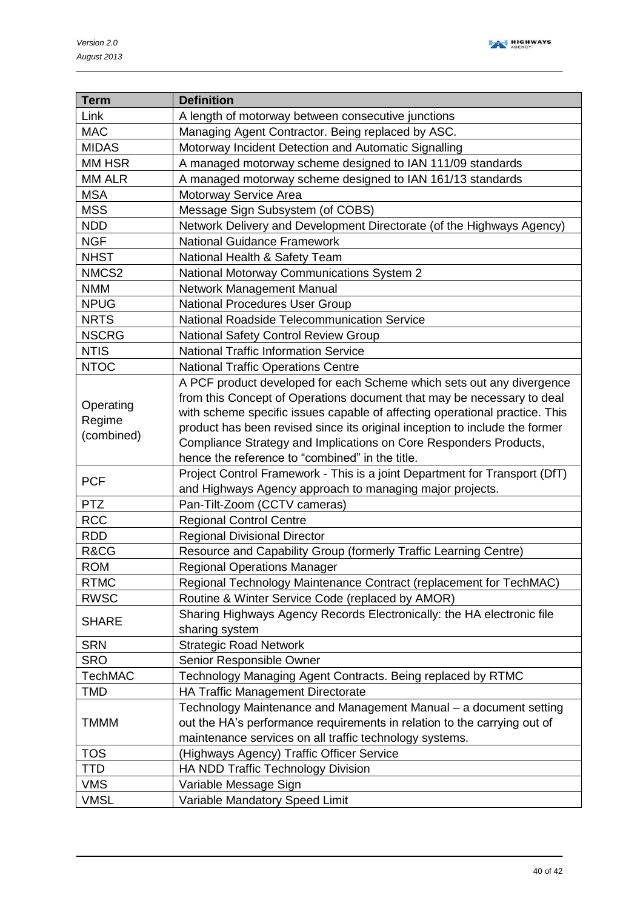| Term | Definition |
|---|---|
| Link | A length of motorway between consecutive junctions |
| MAC | Managing Agent Contractor. Being replaced by ASC. |
| MIDAS | Motorway Incident Detection and Automatic Signalling |
| MM HSR | A managed motorway scheme designed to IAN 111/09 standards |
| MM ALR | A managed motorway scheme designed to IAN 161/13 standards |
| MSA | Motorway Service Area |
| MSS | Message Sign Subsystem (of COBS) |
| NDD | Network Delivery and Development Directorate (of the Highways Agency) |
| NGF | National Guidance Framework |
| NHST | National Health & Safety Team |
| NMCS2 | National Motorway Communications System 2 |
| NMM | Network Management Manual |
| NPUG | National Procedures User Group |
| NRTS | National Roadside Telecommunication Service |
| NSCRG | National Safety Control Review Group |
| NTIS | National Traffic Information Service |
| NTOC | National Traffic Operations Centre |
| Operating Regime (combined) | A PCF product developed for each Scheme which sets out any divergence from this Concept of Operations document that may be necessary to deal with scheme specific issues capable of affecting operational practice. This product has been revised since its original inception to include the former Compliance Strategy and Implications on Core Responders Products, hence the reference to "combined" in the title. |
| PCF | Project Control Framework - This is a joint Department for Transport (DfT) and Highways Agency approach to managing major projects. |
| PTZ | Pan-Tilt-Zoom (CCTV cameras) |
| RCC | Regional Control Centre |
| RDD | Regional Divisional Director |
| R&CG | Resource and Capability Group (formerly Traffic Learning Centre) |
| ROM | Regional Operations Manager |
| RTMC | Regional Technology Maintenance Contract (replacement for TechMAC) |
| RWSC | Routine & Winter Service Code (replaced by AMOR) |
| SHARE | Sharing Highways Agency Records Electronically: the HA electronic file sharing system |
| SRN | Strategic Road Network |
| SRO | Senior Responsible Owner |
| TechMAC | Technology Managing Agent Contracts. Being replaced by RTMC |
| TMD | HA Traffic Management Directorate |
| TMMM | Technology Maintenance and Management Manual – a document setting out the HA's performance requirements in relation to the carrying out of maintenance services on all traffic technology systems. |
| TOS | (Highways Agency) Traffic Officer Service |
| TTD | HA NDD Traffic Technology Division |
| VMS | Variable Message Sign |
| VMSL | Variable Mandatory Speed Limit |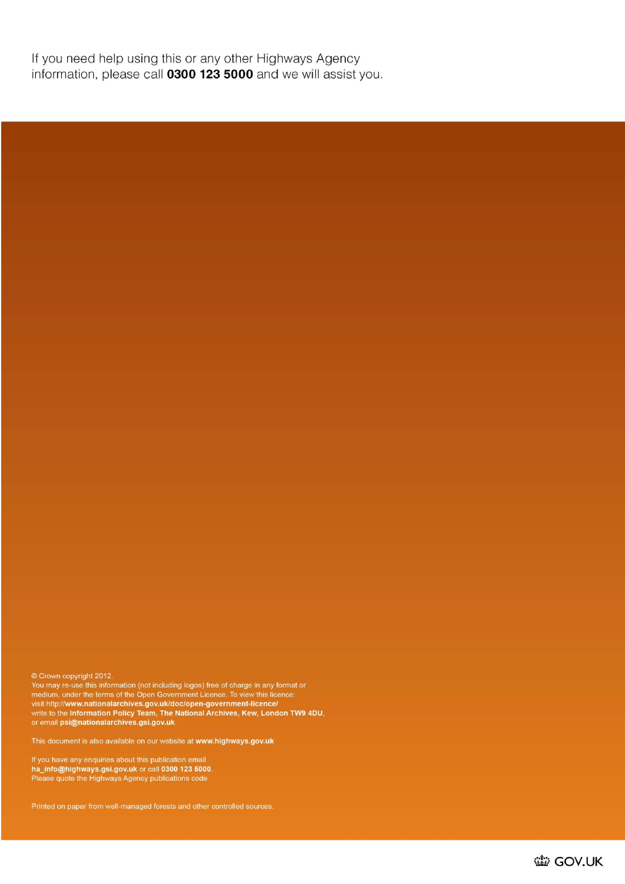If you need help using this or any other Highways Agency information, please call **0300 123 5000** and we will assist you.

© Crown copyright 2012.
You may re-use this information (not including logos) free of charge in any format or medium, under the terms of the Open Government Licence. To view this licence:
visit http://**www.nationalarchives.gov.uk/doc/open-government-licence/**
write to the **Information Policy Team, The National Archives, Kew, London TW9 4DU**,
or email **psi@nationalarchives.gsi.gov.uk**.

This document is also available on our website at **www.highways.gov.uk**

If you have any enquiries about this publication email
**ha_info@highways.gsi.gov.uk** or call **0300 123 5000**.
Please quote the Highways Agency publications code

Printed on paper from well-managed forests and other controlled sources.

GOV.UK